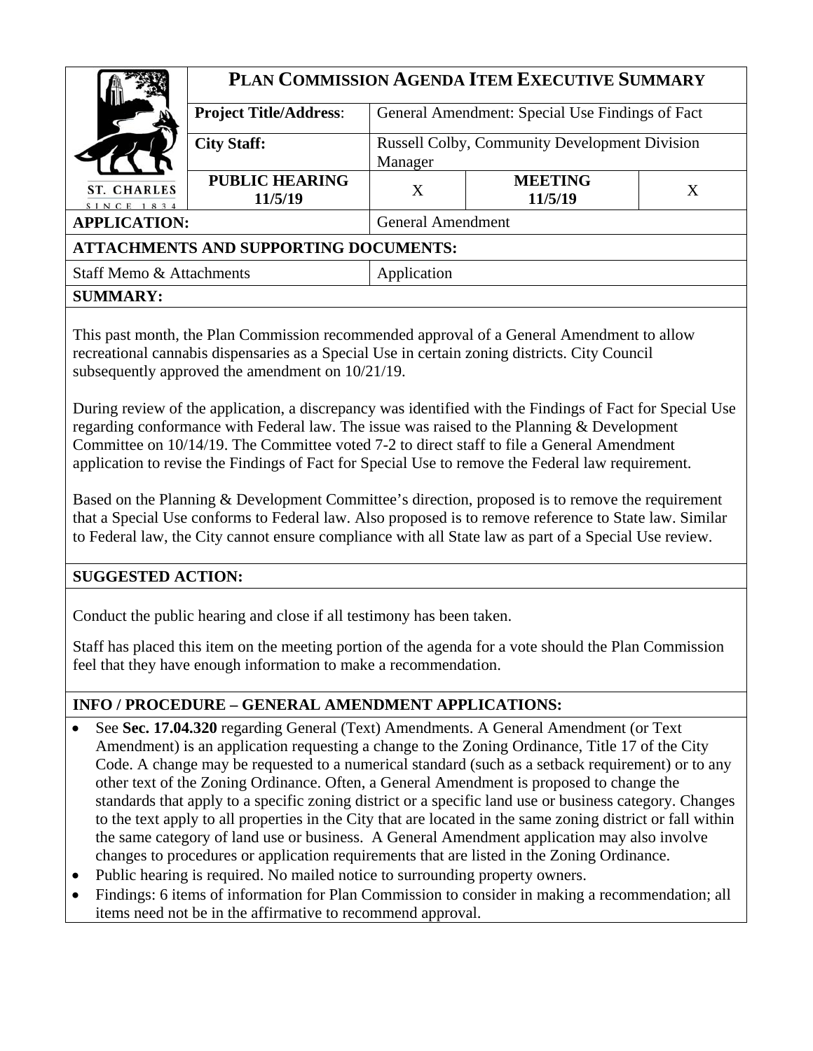# PLAN COMMISSION AGENDA ITEM EXECUTIVE SUMMARY

| | | | | |
|---|---|---|---|---|
| **Project Title/Address:** | General Amendment: Special Use Findings of Fact | | | |
| **City Staff:** | Russell Colby, Community Development Division Manager | | | |
| **PUBLIC HEARING 11/5/19** | X | **MEETING 11/5/19** | X | |

| | |
|---|---|
| **APPLICATION:** | General Amendment |
| **ATTACHMENTS AND SUPPORTING DOCUMENTS:** | |
| Staff Memo & Attachments | Application |

**SUMMARY:**

This past month, the Plan Commission recommended approval of a General Amendment to allow recreational cannabis dispensaries as a Special Use in certain zoning districts. City Council subsequently approved the amendment on 10/21/19.

During review of the application, a discrepancy was identified with the Findings of Fact for Special Use regarding conformance with Federal law. The issue was raised to the Planning & Development Committee on 10/14/19. The Committee voted 7-2 to direct staff to file a General Amendment application to revise the Findings of Fact for Special Use to remove the Federal law requirement.

Based on the Planning & Development Committee's direction, proposed is to remove the requirement that a Special Use conforms to Federal law. Also proposed is to remove reference to State law. Similar to Federal law, the City cannot ensure compliance with all State law as part of a Special Use review.

**SUGGESTED ACTION:**

Conduct the public hearing and close if all testimony has been taken.

Staff has placed this item on the meeting portion of the agenda for a vote should the Plan Commission feel that they have enough information to make a recommendation.

**INFO / PROCEDURE – GENERAL AMENDMENT APPLICATIONS:**

- See **Sec. 17.04.320** regarding General (Text) Amendments. A General Amendment (or Text Amendment) is an application requesting a change to the Zoning Ordinance, Title 17 of the City Code. A change may be requested to a numerical standard (such as a setback requirement) or to any other text of the Zoning Ordinance. Often, a General Amendment is proposed to change the standards that apply to a specific zoning district or a specific land use or business category. Changes to the text apply to all properties in the City that are located in the same zoning district or fall within the same category of land use or business. A General Amendment application may also involve changes to procedures or application requirements that are listed in the Zoning Ordinance.
- Public hearing is required. No mailed notice to surrounding property owners.
- Findings: 6 items of information for Plan Commission to consider in making a recommendation; all items need not be in the affirmative to recommend approval.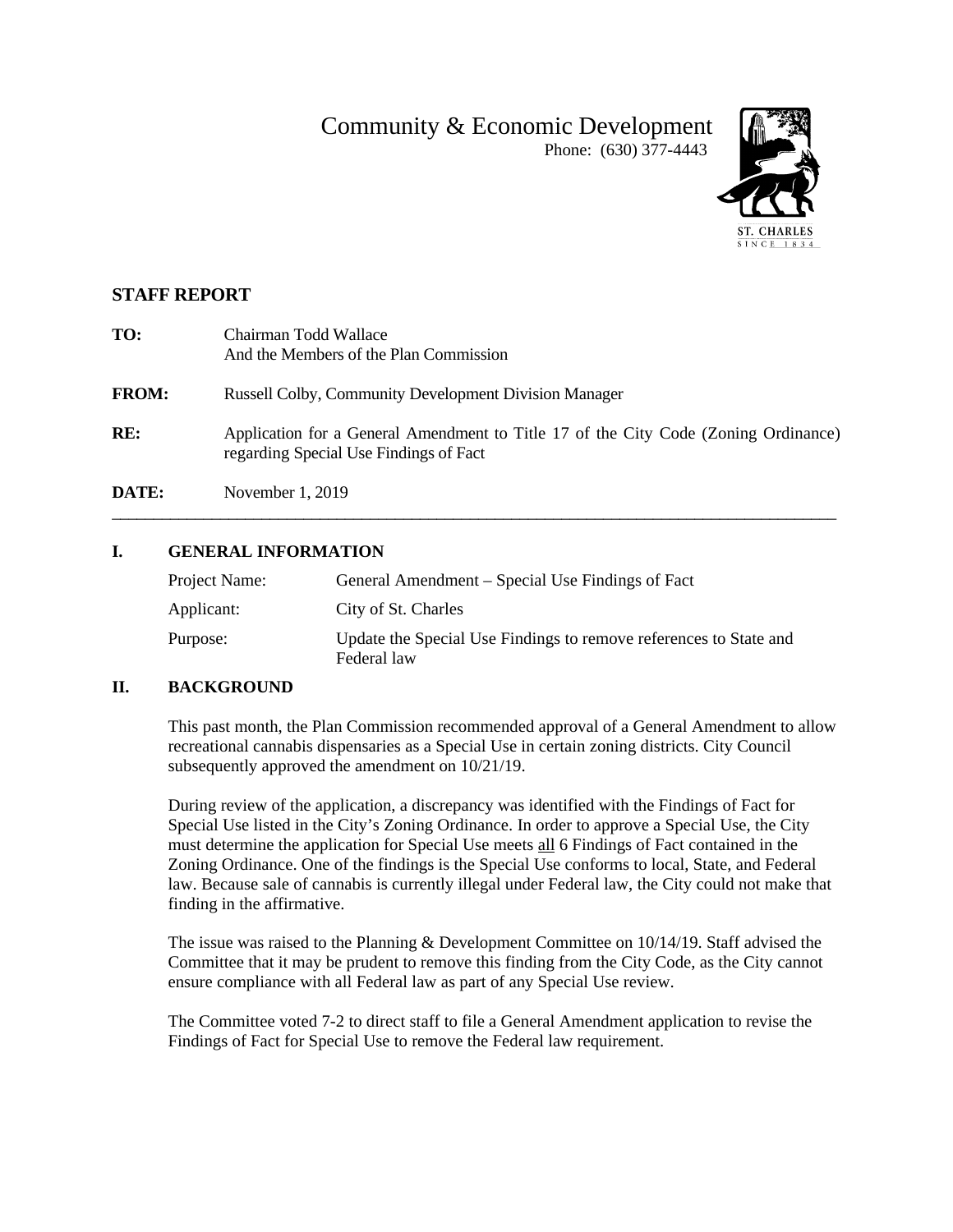# Community & Economic Development

Phone: (630) 377-4443

ST. CHARLES
SINCE 1834

## STAFF REPORT

**TO:** Chairman Todd Wallace
And the Members of the Plan Commission

**FROM:** Russell Colby, Community Development Division Manager

**RE:** Application for a General Amendment to Title 17 of the City Code (Zoning Ordinance) regarding Special Use Findings of Fact

**DATE:** November 1, 2019

---

## I. GENERAL INFORMATION

| | |
|---|---|
| Project Name: | General Amendment – Special Use Findings of Fact |
| Applicant: | City of St. Charles |
| Purpose: | Update the Special Use Findings to remove references to State and Federal law |

## II. BACKGROUND

This past month, the Plan Commission recommended approval of a General Amendment to allow recreational cannabis dispensaries as a Special Use in certain zoning districts. City Council subsequently approved the amendment on 10/21/19.

During review of the application, a discrepancy was identified with the Findings of Fact for Special Use listed in the City's Zoning Ordinance. In order to approve a Special Use, the City must determine the application for Special Use meets <u>all</u> 6 Findings of Fact contained in the Zoning Ordinance. One of the findings is the Special Use conforms to local, State, and Federal law. Because sale of cannabis is currently illegal under Federal law, the City could not make that finding in the affirmative.

The issue was raised to the Planning & Development Committee on 10/14/19. Staff advised the Committee that it may be prudent to remove this finding from the City Code, as the City cannot ensure compliance with all Federal law as part of any Special Use review.

The Committee voted 7-2 to direct staff to file a General Amendment application to revise the Findings of Fact for Special Use to remove the Federal law requirement.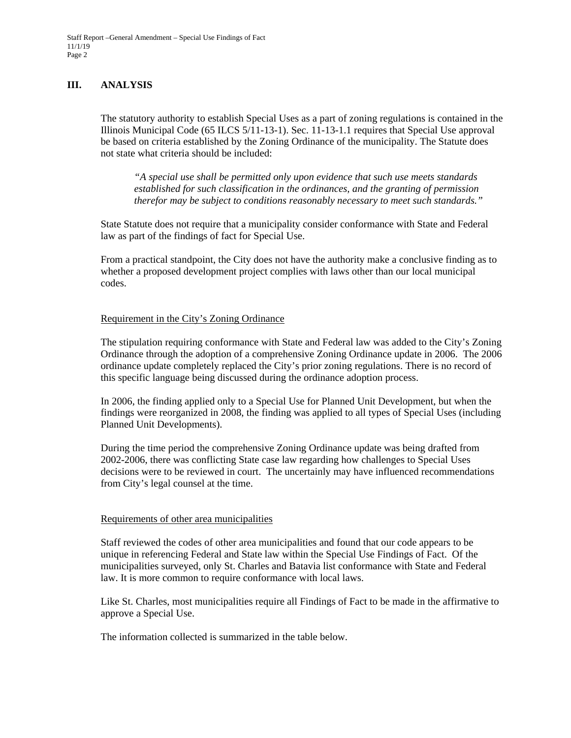## III. ANALYSIS

The statutory authority to establish Special Uses as a part of zoning regulations is contained in the Illinois Municipal Code (65 ILCS 5/11-13-1). Sec. 11-13-1.1 requires that Special Use approval be based on criteria established by the Zoning Ordinance of the municipality. The Statute does not state what criteria should be included:

> *"A special use shall be permitted only upon evidence that such use meets standards established for such classification in the ordinances, and the granting of permission therefor may be subject to conditions reasonably necessary to meet such standards."*

State Statute does not require that a municipality consider conformance with State and Federal law as part of the findings of fact for Special Use.

From a practical standpoint, the City does not have the authority make a conclusive finding as to whether a proposed development project complies with laws other than our local municipal codes.

<u>Requirement in the City's Zoning Ordinance</u>

The stipulation requiring conformance with State and Federal law was added to the City's Zoning Ordinance through the adoption of a comprehensive Zoning Ordinance update in 2006. The 2006 ordinance update completely replaced the City's prior zoning regulations. There is no record of this specific language being discussed during the ordinance adoption process.

In 2006, the finding applied only to a Special Use for Planned Unit Development, but when the findings were reorganized in 2008, the finding was applied to all types of Special Uses (including Planned Unit Developments).

During the time period the comprehensive Zoning Ordinance update was being drafted from 2002-2006, there was conflicting State case law regarding how challenges to Special Uses decisions were to be reviewed in court. The uncertainly may have influenced recommendations from City's legal counsel at the time.

<u>Requirements of other area municipalities</u>

Staff reviewed the codes of other area municipalities and found that our code appears to be unique in referencing Federal and State law within the Special Use Findings of Fact. Of the municipalities surveyed, only St. Charles and Batavia list conformance with State and Federal law. It is more common to require conformance with local laws.

Like St. Charles, most municipalities require all Findings of Fact to be made in the affirmative to approve a Special Use.

The information collected is summarized in the table below.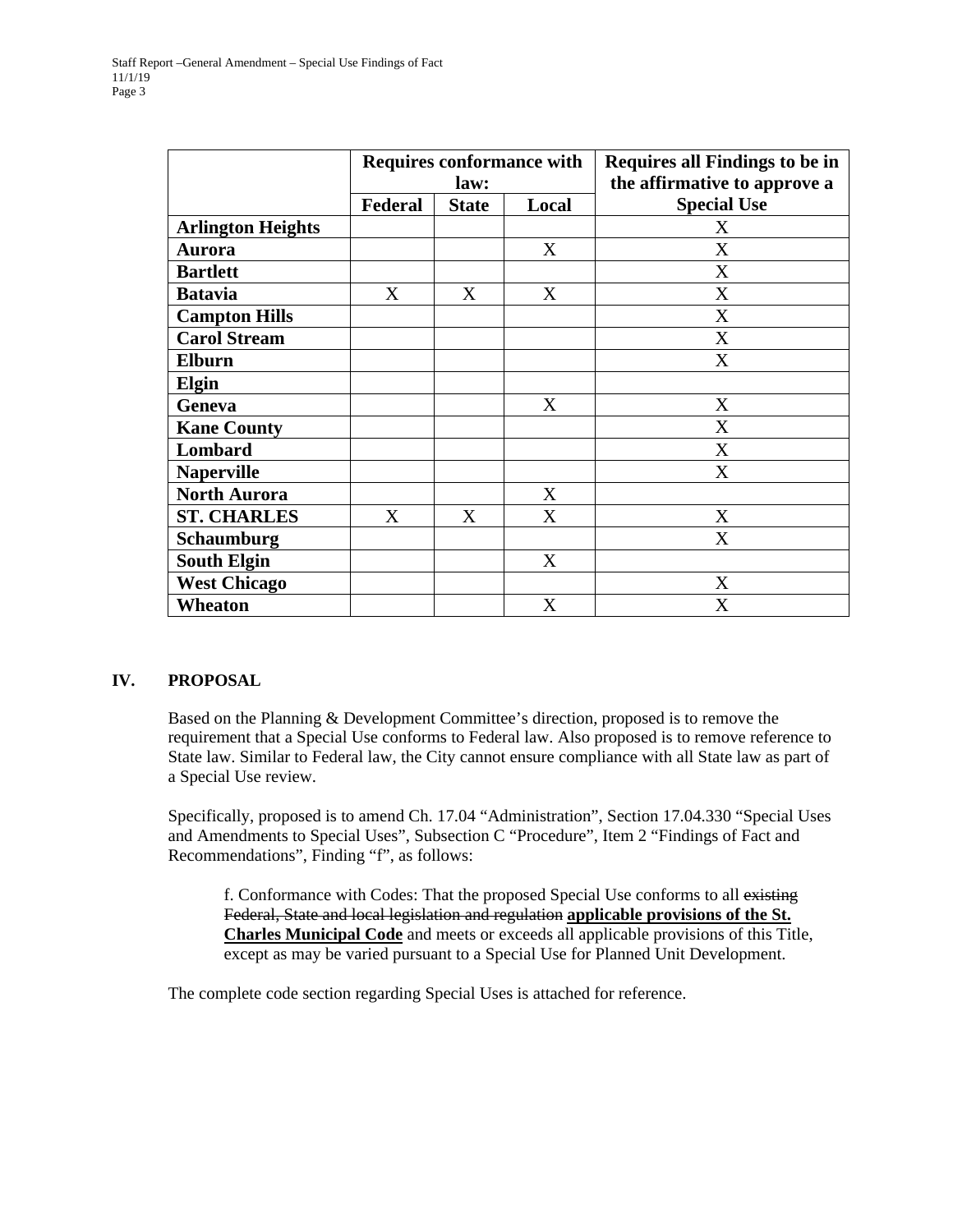| | Requires conformance with law: | | | Requires all Findings to be in the affirmative to approve a Special Use |
|---|---|---|---|---|
| | Federal | State | Local | |
| **Arlington Heights** | | | | X |
| **Aurora** | | | X | X |
| **Bartlett** | | | | X |
| **Batavia** | X | X | X | X |
| **Campton Hills** | | | | X |
| **Carol Stream** | | | | X |
| **Elburn** | | | | X |
| **Elgin** | | | | |
| **Geneva** | | | X | X |
| **Kane County** | | | | X |
| **Lombard** | | | | X |
| **Naperville** | | | | X |
| **North Aurora** | | | X | |
| **ST. CHARLES** | X | X | X | X |
| **Schaumburg** | | | | X |
| **South Elgin** | | | X | |
| **West Chicago** | | | | X |
| **Wheaton** | | | X | X |

## IV. PROPOSAL

Based on the Planning & Development Committee's direction, proposed is to remove the requirement that a Special Use conforms to Federal law. Also proposed is to remove reference to State law. Similar to Federal law, the City cannot ensure compliance with all State law as part of a Special Use review.

Specifically, proposed is to amend Ch. 17.04 "Administration", Section 17.04.330 "Special Uses and Amendments to Special Uses", Subsection C "Procedure", Item 2 "Findings of Fact and Recommendations", Finding "f", as follows:

> f. Conformance with Codes: That the proposed Special Use conforms to all ~~existing Federal, State and local legislation and regulation~~ **applicable provisions of the St. Charles Municipal Code** and meets or exceeds all applicable provisions of this Title, except as may be varied pursuant to a Special Use for Planned Unit Development.

The complete code section regarding Special Uses is attached for reference.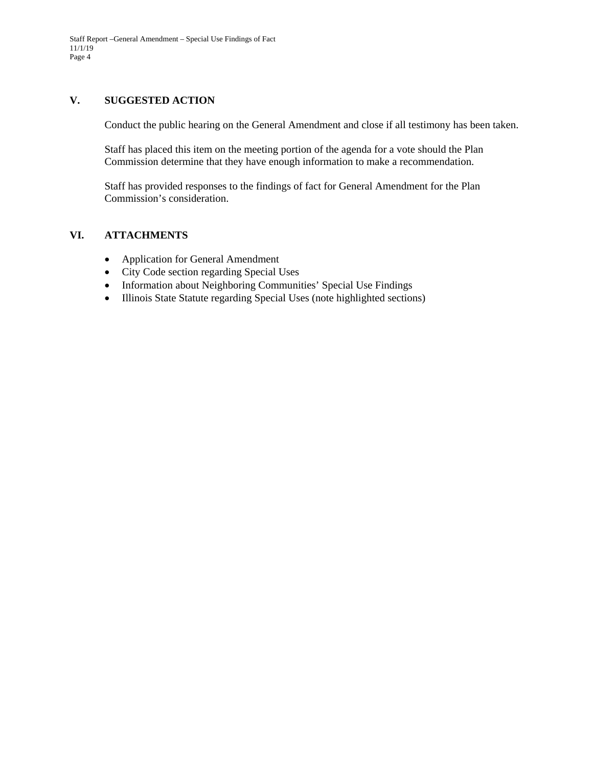## V. SUGGESTED ACTION

Conduct the public hearing on the General Amendment and close if all testimony has been taken.

Staff has placed this item on the meeting portion of the agenda for a vote should the Plan Commission determine that they have enough information to make a recommendation.

Staff has provided responses to the findings of fact for General Amendment for the Plan Commission's consideration.

## VI. ATTACHMENTS

- Application for General Amendment
- City Code section regarding Special Uses
- Information about Neighboring Communities' Special Use Findings
- Illinois State Statute regarding Special Uses (note highlighted sections)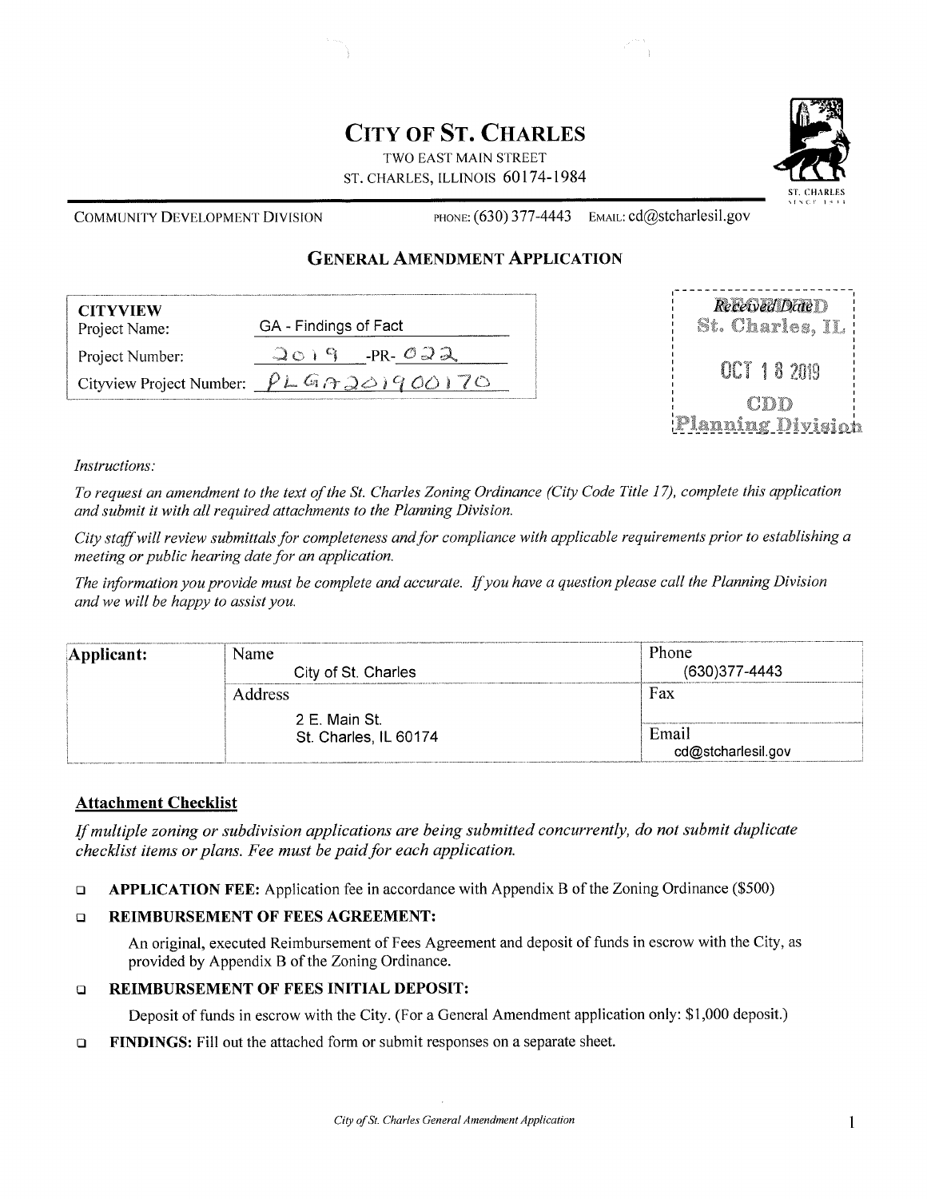# CITY OF ST. CHARLES

TWO EAST MAIN STREET
ST. CHARLES, ILLINOIS 60174-1984

COMMUNITY DEVELOPMENT DIVISION PHONE: (630) 377-4443 EMAIL: cd@stcharlesil.gov

## GENERAL AMENDMENT APPLICATION

| CITYVIEW | |
|---|---|
| Project Name: | GA - Findings of Fact |
| Project Number: | 2019 -PR- 022 |
| Cityview Project Number: | PLGA201900170 |

Received Date
St. Charles, IL
OCT 18 2019
CDD
Planning Division

*Instructions:*

*To request an amendment to the text of the St. Charles Zoning Ordinance (City Code Title 17), complete this application and submit it with all required attachments to the Planning Division.*

*City staff will review submittals for completeness and for compliance with applicable requirements prior to establishing a meeting or public hearing date for an application.*

*The information you provide must be complete and accurate. If you have a question please call the Planning Division and we will be happy to assist you.*

| **Applicant:** | Name<br>City of St. Charles | Phone<br>(630)377-4443 |
|---|---|---|
| | Address<br>2 E. Main St.<br>St. Charles, IL 60174 | Fax |
| | | Email<br>cd@stcharlesil.gov |

### Attachment Checklist

*If multiple zoning or subdivision applications are being submitted concurrently, do not submit duplicate checklist items or plans. Fee must be paid for each application.*

- ❑ **APPLICATION FEE:** Application fee in accordance with Appendix B of the Zoning Ordinance ($500)
- ❑ **REIMBURSEMENT OF FEES AGREEMENT:**

  An original, executed Reimbursement of Fees Agreement and deposit of funds in escrow with the City, as provided by Appendix B of the Zoning Ordinance.
- ❑ **REIMBURSEMENT OF FEES INITIAL DEPOSIT:**

  Deposit of funds in escrow with the City. (For a General Amendment application only: $1,000 deposit.)
- ❑ **FINDINGS:** Fill out the attached form or submit responses on a separate sheet.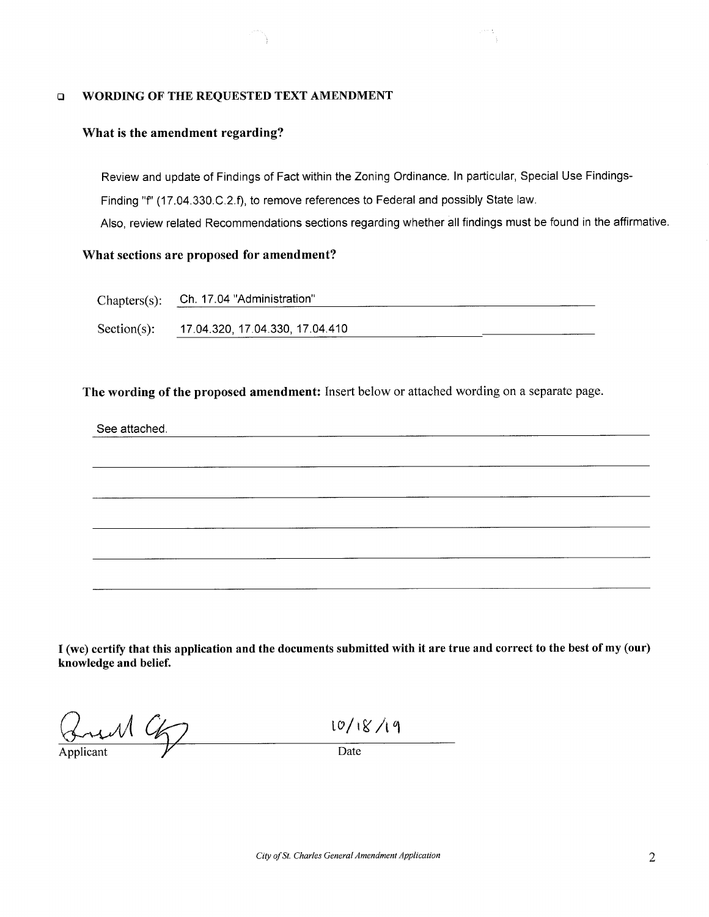## ❑ WORDING OF THE REQUESTED TEXT AMENDMENT

### What is the amendment regarding?

Review and update of Findings of Fact within the Zoning Ordinance. In particular, Special Use Findings-Finding "f" (17.04.330.C.2.f), to remove references to Federal and possibly State law.

Also, review related Recommendations sections regarding whether all findings must be found in the affirmative.

### What sections are proposed for amendment?

Chapters(s): Ch. 17.04 "Administration"

Section(s): 17.04.320, 17.04.330, 17.04.410

**The wording of the proposed amendment:** Insert below or attached wording on a separate page.

See attached.

**I (we) certify that this application and the documents submitted with it are true and correct to the best of my (our) knowledge and belief.**

Applicant: [signature]  Date: 10/18/19

*City of St. Charles General Amendment Application*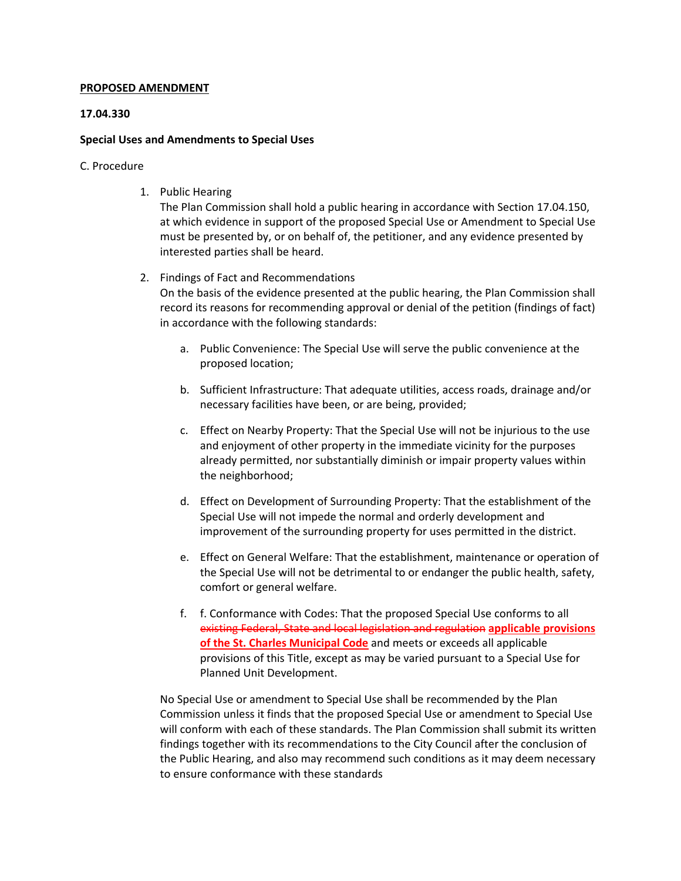**PROPOSED AMENDMENT**

**17.04.330**

**Special Uses and Amendments to Special Uses**

C. Procedure

1. Public Hearing
   The Plan Commission shall hold a public hearing in accordance with Section 17.04.150, at which evidence in support of the proposed Special Use or Amendment to Special Use must be presented by, or on behalf of, the petitioner, and any evidence presented by interested parties shall be heard.

2. Findings of Fact and Recommendations
   On the basis of the evidence presented at the public hearing, the Plan Commission shall record its reasons for recommending approval or denial of the petition (findings of fact) in accordance with the following standards:

   a. Public Convenience: The Special Use will serve the public convenience at the proposed location;

   b. Sufficient Infrastructure: That adequate utilities, access roads, drainage and/or necessary facilities have been, or are being, provided;

   c. Effect on Nearby Property: That the Special Use will not be injurious to the use and enjoyment of other property in the immediate vicinity for the purposes already permitted, nor substantially diminish or impair property values within the neighborhood;

   d. Effect on Development of Surrounding Property: That the establishment of the Special Use will not impede the normal and orderly development and improvement of the surrounding property for uses permitted in the district.

   e. Effect on General Welfare: That the establishment, maintenance or operation of the Special Use will not be detrimental to or endanger the public health, safety, comfort or general welfare.

   f. f. Conformance with Codes: That the proposed Special Use conforms to all ~~existing Federal, State and local legislation and regulation~~ **<u>applicable provisions of the St. Charles Municipal Code</u>** and meets or exceeds all applicable provisions of this Title, except as may be varied pursuant to a Special Use for Planned Unit Development.

   No Special Use or amendment to Special Use shall be recommended by the Plan Commission unless it finds that the proposed Special Use or amendment to Special Use will conform with each of these standards. The Plan Commission shall submit its written findings together with its recommendations to the City Council after the conclusion of the Public Hearing, and also may recommend such conditions as it may deem necessary to ensure conformance with these standards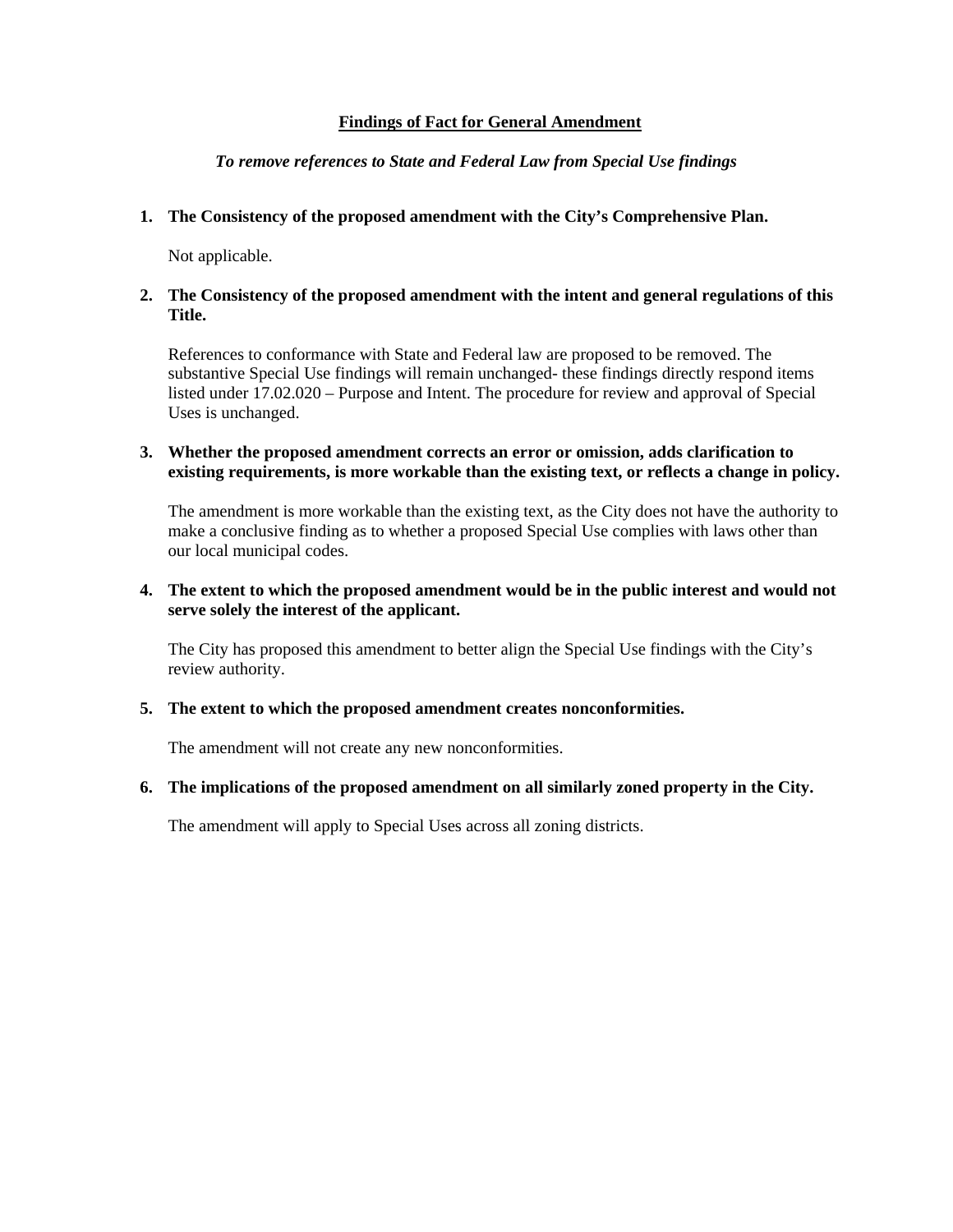## Findings of Fact for General Amendment

*To remove references to State and Federal Law from Special Use findings*

1. **The Consistency of the proposed amendment with the City's Comprehensive Plan.**

   Not applicable.

2. **The Consistency of the proposed amendment with the intent and general regulations of this Title.**

   References to conformance with State and Federal law are proposed to be removed. The substantive Special Use findings will remain unchanged- these findings directly respond items listed under 17.02.020 – Purpose and Intent. The procedure for review and approval of Special Uses is unchanged.

3. **Whether the proposed amendment corrects an error or omission, adds clarification to existing requirements, is more workable than the existing text, or reflects a change in policy.**

   The amendment is more workable than the existing text, as the City does not have the authority to make a conclusive finding as to whether a proposed Special Use complies with laws other than our local municipal codes.

4. **The extent to which the proposed amendment would be in the public interest and would not serve solely the interest of the applicant.**

   The City has proposed this amendment to better align the Special Use findings with the City's review authority.

5. **The extent to which the proposed amendment creates nonconformities.**

   The amendment will not create any new nonconformities.

6. **The implications of the proposed amendment on all similarly zoned property in the City.**

   The amendment will apply to Special Uses across all zoning districts.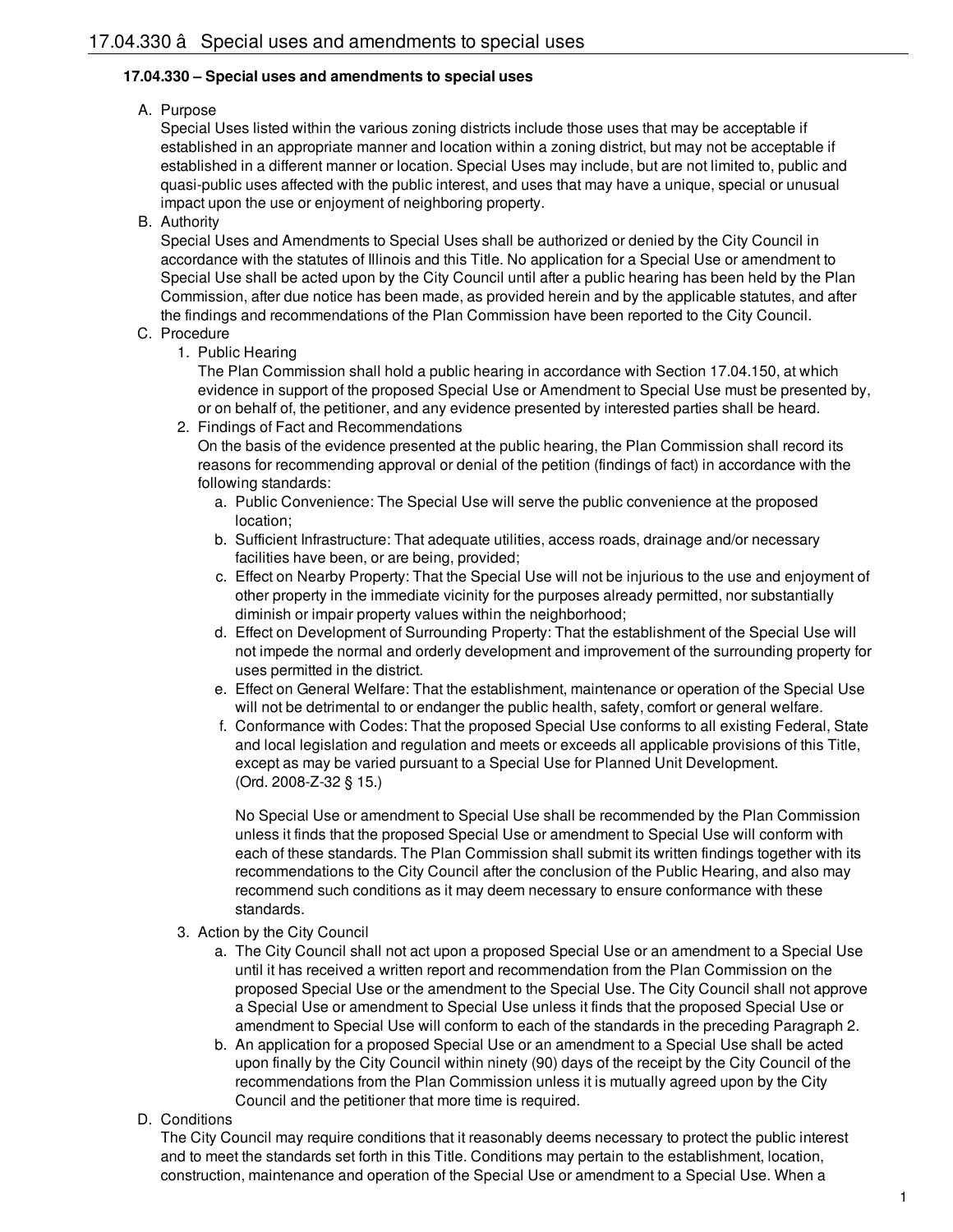# 17.04.330 â Special uses and amendments to special uses

**17.04.330 – Special uses and amendments to special uses**

A. Purpose
   Special Uses listed within the various zoning districts include those uses that may be acceptable if established in an appropriate manner and location within a zoning district, but may not be acceptable if established in a different manner or location. Special Uses may include, but are not limited to, public and quasi-public uses affected with the public interest, and uses that may have a unique, special or unusual impact upon the use or enjoyment of neighboring property.

B. Authority
   Special Uses and Amendments to Special Uses shall be authorized or denied by the City Council in accordance with the statutes of Illinois and this Title. No application for a Special Use or amendment to Special Use shall be acted upon by the City Council until after a public hearing has been held by the Plan Commission, after due notice has been made, as provided herein and by the applicable statutes, and after the findings and recommendations of the Plan Commission have been reported to the City Council.

C. Procedure
   1. Public Hearing
      The Plan Commission shall hold a public hearing in accordance with Section 17.04.150, at which evidence in support of the proposed Special Use or Amendment to Special Use must be presented by, or on behalf of, the petitioner, and any evidence presented by interested parties shall be heard.
   2. Findings of Fact and Recommendations
      On the basis of the evidence presented at the public hearing, the Plan Commission shall record its reasons for recommending approval or denial of the petition (findings of fact) in accordance with the following standards:
      a. Public Convenience: The Special Use will serve the public convenience at the proposed location;
      b. Sufficient Infrastructure: That adequate utilities, access roads, drainage and/or necessary facilities have been, or are being, provided;
      c. Effect on Nearby Property: That the Special Use will not be injurious to the use and enjoyment of other property in the immediate vicinity for the purposes already permitted, nor substantially diminish or impair property values within the neighborhood;
      d. Effect on Development of Surrounding Property: That the establishment of the Special Use will not impede the normal and orderly development and improvement of the surrounding property for uses permitted in the district.
      e. Effect on General Welfare: That the establishment, maintenance or operation of the Special Use will not be detrimental to or endanger the public health, safety, comfort or general welfare.
      f. Conformance with Codes: That the proposed Special Use conforms to all existing Federal, State and local legislation and regulation and meets or exceeds all applicable provisions of this Title, except as may be varied pursuant to a Special Use for Planned Unit Development.
         (Ord. 2008-Z-32 § 15.)

         No Special Use or amendment to Special Use shall be recommended by the Plan Commission unless it finds that the proposed Special Use or amendment to Special Use will conform with each of these standards. The Plan Commission shall submit its written findings together with its recommendations to the City Council after the conclusion of the Public Hearing, and also may recommend such conditions as it may deem necessary to ensure conformance with these standards.
   3. Action by the City Council
      a. The City Council shall not act upon a proposed Special Use or an amendment to a Special Use until it has received a written report and recommendation from the Plan Commission on the proposed Special Use or the amendment to the Special Use. The City Council shall not approve a Special Use or amendment to Special Use unless it finds that the proposed Special Use or amendment to Special Use will conform to each of the standards in the preceding Paragraph 2.
      b. An application for a proposed Special Use or an amendment to a Special Use shall be acted upon finally by the City Council within ninety (90) days of the receipt by the City Council of the recommendations from the Plan Commission unless it is mutually agreed upon by the City Council and the petitioner that more time is required.

D. Conditions
   The City Council may require conditions that it reasonably deems necessary to protect the public interest and to meet the standards set forth in this Title. Conditions may pertain to the establishment, location, construction, maintenance and operation of the Special Use or amendment to a Special Use. When a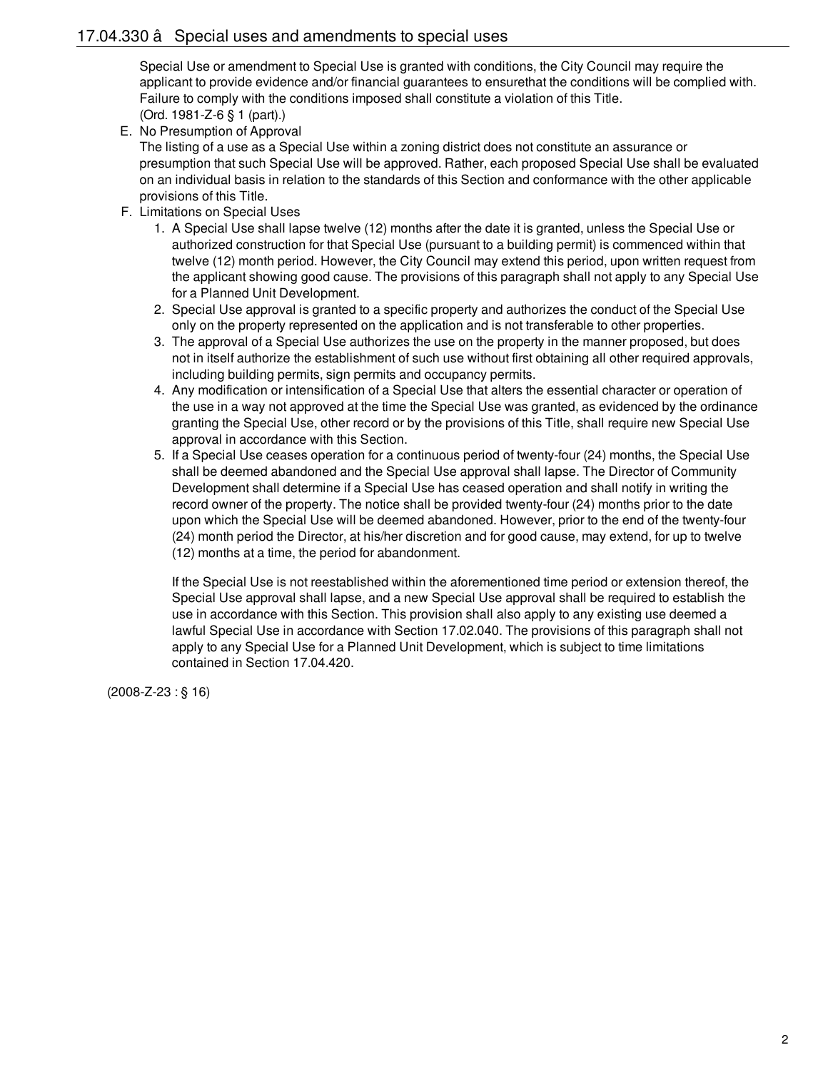Special Use or amendment to Special Use is granted with conditions, the City Council may require the applicant to provide evidence and/or financial guarantees to ensurethat the conditions will be complied with. Failure to comply with the conditions imposed shall constitute a violation of this Title.
(Ord. 1981-Z-6 § 1 (part).)

E. No Presumption of Approval
The listing of a use as a Special Use within a zoning district does not constitute an assurance or presumption that such Special Use will be approved. Rather, each proposed Special Use shall be evaluated on an individual basis in relation to the standards of this Section and conformance with the other applicable provisions of this Title.

F. Limitations on Special Uses
   1. A Special Use shall lapse twelve (12) months after the date it is granted, unless the Special Use or authorized construction for that Special Use (pursuant to a building permit) is commenced within that twelve (12) month period. However, the City Council may extend this period, upon written request from the applicant showing good cause. The provisions of this paragraph shall not apply to any Special Use for a Planned Unit Development.
   2. Special Use approval is granted to a specific property and authorizes the conduct of the Special Use only on the property represented on the application and is not transferable to other properties.
   3. The approval of a Special Use authorizes the use on the property in the manner proposed, but does not in itself authorize the establishment of such use without first obtaining all other required approvals, including building permits, sign permits and occupancy permits.
   4. Any modification or intensification of a Special Use that alters the essential character or operation of the use in a way not approved at the time the Special Use was granted, as evidenced by the ordinance granting the Special Use, other record or by the provisions of this Title, shall require new Special Use approval in accordance with this Section.
   5. If a Special Use ceases operation for a continuous period of twenty-four (24) months, the Special Use shall be deemed abandoned and the Special Use approval shall lapse. The Director of Community Development shall determine if a Special Use has ceased operation and shall notify in writing the record owner of the property. The notice shall be provided twenty-four (24) months prior to the date upon which the Special Use will be deemed abandoned. However, prior to the end of the twenty-four (24) month period the Director, at his/her discretion and for good cause, may extend, for up to twelve (12) months at a time, the period for abandonment.

      If the Special Use is not reestablished within the aforementioned time period or extension thereof, the Special Use approval shall lapse, and a new Special Use approval shall be required to establish the use in accordance with this Section. This provision shall also apply to any existing use deemed a lawful Special Use in accordance with Section 17.02.040. The provisions of this paragraph shall not apply to any Special Use for a Planned Unit Development, which is subject to time limitations contained in Section 17.04.420.

(2008-Z-23 : § 16)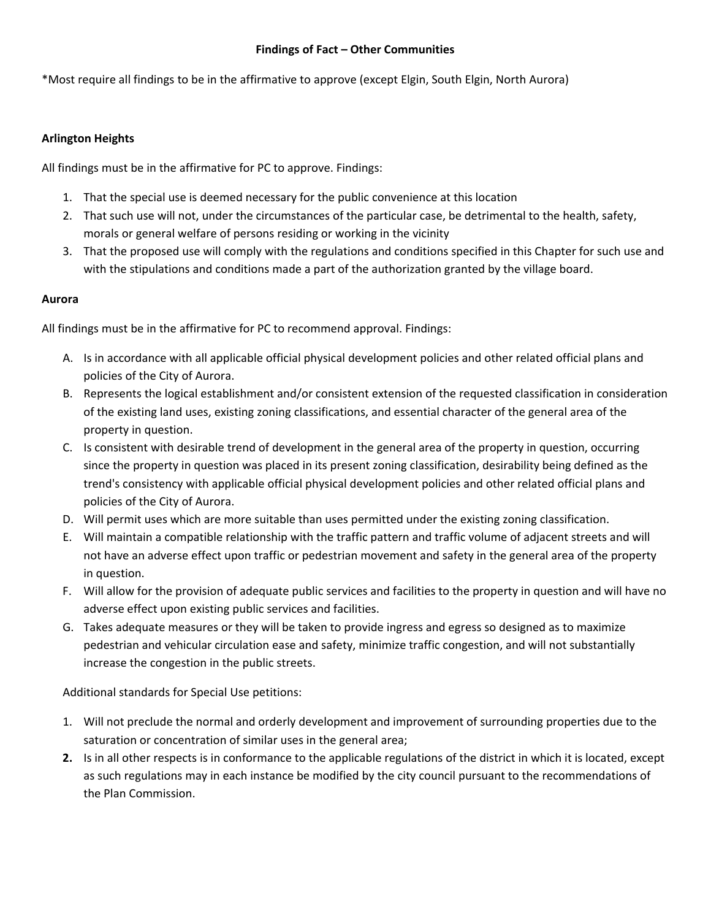**Findings of Fact – Other Communities**

*Most require all findings to be in the affirmative to approve (except Elgin, South Elgin, North Aurora)

**Arlington Heights**

All findings must be in the affirmative for PC to approve. Findings:

1. That the special use is deemed necessary for the public convenience at this location
2. That such use will not, under the circumstances of the particular case, be detrimental to the health, safety, morals or general welfare of persons residing or working in the vicinity
3. That the proposed use will comply with the regulations and conditions specified in this Chapter for such use and with the stipulations and conditions made a part of the authorization granted by the village board.

**Aurora**

All findings must be in the affirmative for PC to recommend approval. Findings:

A. Is in accordance with all applicable official physical development policies and other related official plans and policies of the City of Aurora.
B. Represents the logical establishment and/or consistent extension of the requested classification in consideration of the existing land uses, existing zoning classifications, and essential character of the general area of the property in question.
C. Is consistent with desirable trend of development in the general area of the property in question, occurring since the property in question was placed in its present zoning classification, desirability being defined as the trend's consistency with applicable official physical development policies and other related official plans and policies of the City of Aurora.
D. Will permit uses which are more suitable than uses permitted under the existing zoning classification.
E. Will maintain a compatible relationship with the traffic pattern and traffic volume of adjacent streets and will not have an adverse effect upon traffic or pedestrian movement and safety in the general area of the property in question.
F. Will allow for the provision of adequate public services and facilities to the property in question and will have no adverse effect upon existing public services and facilities.
G. Takes adequate measures or they will be taken to provide ingress and egress so designed as to maximize pedestrian and vehicular circulation ease and safety, minimize traffic congestion, and will not substantially increase the congestion in the public streets.

Additional standards for Special Use petitions:

1. Will not preclude the normal and orderly development and improvement of surrounding properties due to the saturation or concentration of similar uses in the general area;
2. Is in all other respects is in conformance to the applicable regulations of the district in which it is located, except as such regulations may in each instance be modified by the city council pursuant to the recommendations of the Plan Commission.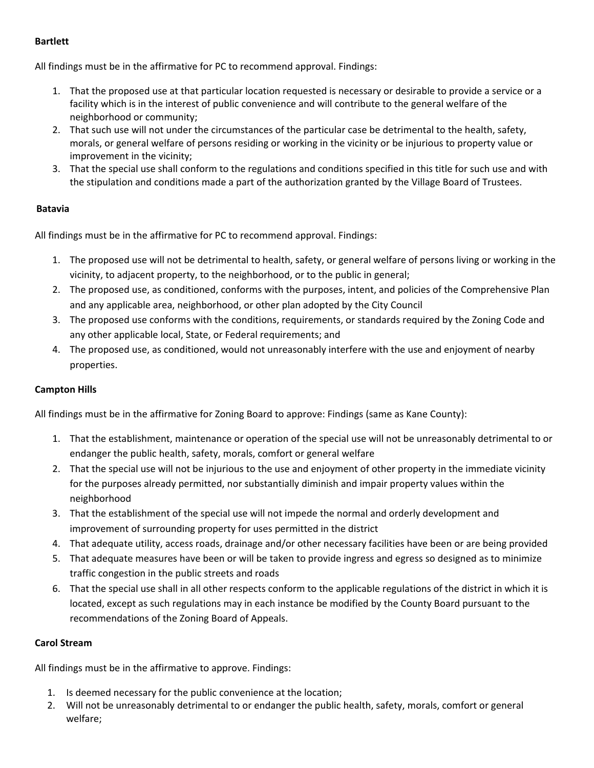**Bartlett**

All findings must be in the affirmative for PC to recommend approval. Findings:

1. That the proposed use at that particular location requested is necessary or desirable to provide a service or a facility which is in the interest of public convenience and will contribute to the general welfare of the neighborhood or community;
2. That such use will not under the circumstances of the particular case be detrimental to the health, safety, morals, or general welfare of persons residing or working in the vicinity or be injurious to property value or improvement in the vicinity;
3. That the special use shall conform to the regulations and conditions specified in this title for such use and with the stipulation and conditions made a part of the authorization granted by the Village Board of Trustees.

**Batavia**

All findings must be in the affirmative for PC to recommend approval. Findings:

1. The proposed use will not be detrimental to health, safety, or general welfare of persons living or working in the vicinity, to adjacent property, to the neighborhood, or to the public in general;
2. The proposed use, as conditioned, conforms with the purposes, intent, and policies of the Comprehensive Plan and any applicable area, neighborhood, or other plan adopted by the City Council
3. The proposed use conforms with the conditions, requirements, or standards required by the Zoning Code and any other applicable local, State, or Federal requirements; and
4. The proposed use, as conditioned, would not unreasonably interfere with the use and enjoyment of nearby properties.

**Campton Hills**

All findings must be in the affirmative for Zoning Board to approve: Findings (same as Kane County):

1. That the establishment, maintenance or operation of the special use will not be unreasonably detrimental to or endanger the public health, safety, morals, comfort or general welfare
2. That the special use will not be injurious to the use and enjoyment of other property in the immediate vicinity for the purposes already permitted, nor substantially diminish and impair property values within the neighborhood
3. That the establishment of the special use will not impede the normal and orderly development and improvement of surrounding property for uses permitted in the district
4. That adequate utility, access roads, drainage and/or other necessary facilities have been or are being provided
5. That adequate measures have been or will be taken to provide ingress and egress so designed as to minimize traffic congestion in the public streets and roads
6. That the special use shall in all other respects conform to the applicable regulations of the district in which it is located, except as such regulations may in each instance be modified by the County Board pursuant to the recommendations of the Zoning Board of Appeals.

**Carol Stream**

All findings must be in the affirmative to approve. Findings:

1. Is deemed necessary for the public convenience at the location;
2. Will not be unreasonably detrimental to or endanger the public health, safety, morals, comfort or general welfare;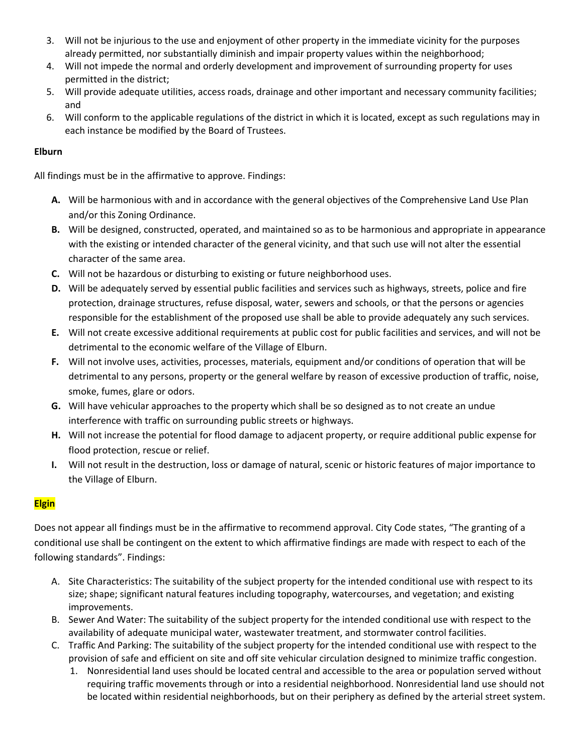3. Will not be injurious to the use and enjoyment of other property in the immediate vicinity for the purposes already permitted, nor substantially diminish and impair property values within the neighborhood;
4. Will not impede the normal and orderly development and improvement of surrounding property for uses permitted in the district;
5. Will provide adequate utilities, access roads, drainage and other important and necessary community facilities; and
6. Will conform to the applicable regulations of the district in which it is located, except as such regulations may in each instance be modified by the Board of Trustees.

**Elburn**

All findings must be in the affirmative to approve. Findings:

- **A.** Will be harmonious with and in accordance with the general objectives of the Comprehensive Land Use Plan and/or this Zoning Ordinance.
- **B.** Will be designed, constructed, operated, and maintained so as to be harmonious and appropriate in appearance with the existing or intended character of the general vicinity, and that such use will not alter the essential character of the same area.
- **C.** Will not be hazardous or disturbing to existing or future neighborhood uses.
- **D.** Will be adequately served by essential public facilities and services such as highways, streets, police and fire protection, drainage structures, refuse disposal, water, sewers and schools, or that the persons or agencies responsible for the establishment of the proposed use shall be able to provide adequately any such services.
- **E.** Will not create excessive additional requirements at public cost for public facilities and services, and will not be detrimental to the economic welfare of the Village of Elburn.
- **F.** Will not involve uses, activities, processes, materials, equipment and/or conditions of operation that will be detrimental to any persons, property or the general welfare by reason of excessive production of traffic, noise, smoke, fumes, glare or odors.
- **G.** Will have vehicular approaches to the property which shall be so designed as to not create an undue interference with traffic on surrounding public streets or highways.
- **H.** Will not increase the potential for flood damage to adjacent property, or require additional public expense for flood protection, rescue or relief.
- **I.** Will not result in the destruction, loss or damage of natural, scenic or historic features of major importance to the Village of Elburn.

**Elgin**

Does not appear all findings must be in the affirmative to recommend approval. City Code states, "The granting of a conditional use shall be contingent on the extent to which affirmative findings are made with respect to each of the following standards". Findings:

- A. Site Characteristics: The suitability of the subject property for the intended conditional use with respect to its size; shape; significant natural features including topography, watercourses, and vegetation; and existing improvements.
- B. Sewer And Water: The suitability of the subject property for the intended conditional use with respect to the availability of adequate municipal water, wastewater treatment, and stormwater control facilities.
- C. Traffic And Parking: The suitability of the subject property for the intended conditional use with respect to the provision of safe and efficient on site and off site vehicular circulation designed to minimize traffic congestion.
  1. Nonresidential land uses should be located central and accessible to the area or population served without requiring traffic movements through or into a residential neighborhood. Nonresidential land use should not be located within residential neighborhoods, but on their periphery as defined by the arterial street system.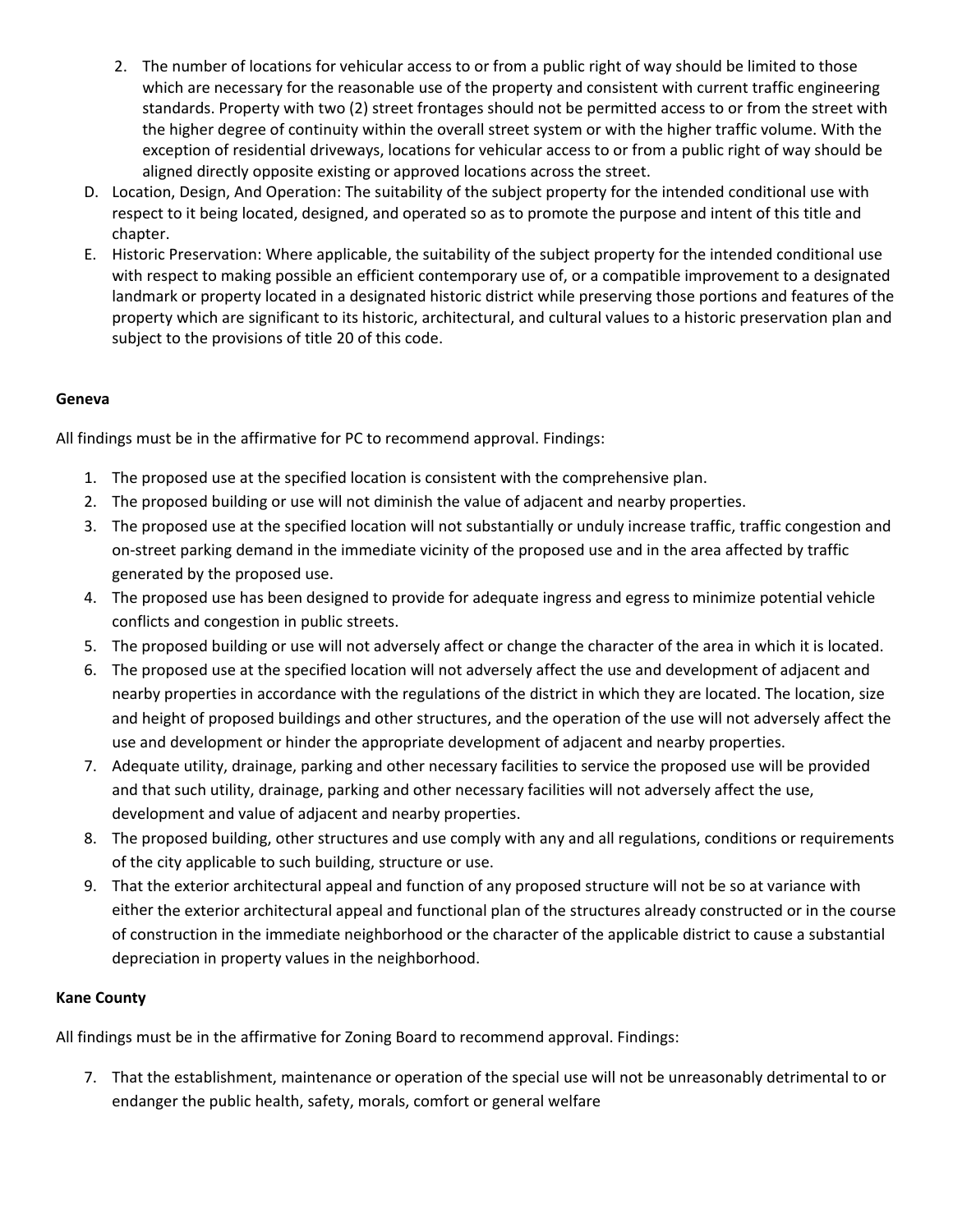2. The number of locations for vehicular access to or from a public right of way should be limited to those which are necessary for the reasonable use of the property and consistent with current traffic engineering standards. Property with two (2) street frontages should not be permitted access to or from the street with the higher degree of continuity within the overall street system or with the higher traffic volume. With the exception of residential driveways, locations for vehicular access to or from a public right of way should be aligned directly opposite existing or approved locations across the street.

D. Location, Design, And Operation: The suitability of the subject property for the intended conditional use with respect to it being located, designed, and operated so as to promote the purpose and intent of this title and chapter.

E. Historic Preservation: Where applicable, the suitability of the subject property for the intended conditional use with respect to making possible an efficient contemporary use of, or a compatible improvement to a designated landmark or property located in a designated historic district while preserving those portions and features of the property which are significant to its historic, architectural, and cultural values to a historic preservation plan and subject to the provisions of title 20 of this code.

**Geneva**

All findings must be in the affirmative for PC to recommend approval. Findings:

1. The proposed use at the specified location is consistent with the comprehensive plan.
2. The proposed building or use will not diminish the value of adjacent and nearby properties.
3. The proposed use at the specified location will not substantially or unduly increase traffic, traffic congestion and on-street parking demand in the immediate vicinity of the proposed use and in the area affected by traffic generated by the proposed use.
4. The proposed use has been designed to provide for adequate ingress and egress to minimize potential vehicle conflicts and congestion in public streets.
5. The proposed building or use will not adversely affect or change the character of the area in which it is located.
6. The proposed use at the specified location will not adversely affect the use and development of adjacent and nearby properties in accordance with the regulations of the district in which they are located. The location, size and height of proposed buildings and other structures, and the operation of the use will not adversely affect the use and development or hinder the appropriate development of adjacent and nearby properties.
7. Adequate utility, drainage, parking and other necessary facilities to service the proposed use will be provided and that such utility, drainage, parking and other necessary facilities will not adversely affect the use, development and value of adjacent and nearby properties.
8. The proposed building, other structures and use comply with any and all regulations, conditions or requirements of the city applicable to such building, structure or use.
9. That the exterior architectural appeal and function of any proposed structure will not be so at variance with either the exterior architectural appeal and functional plan of the structures already constructed or in the course of construction in the immediate neighborhood or the character of the applicable district to cause a substantial depreciation in property values in the neighborhood.

**Kane County**

All findings must be in the affirmative for Zoning Board to recommend approval. Findings:

7. That the establishment, maintenance or operation of the special use will not be unreasonably detrimental to or endanger the public health, safety, morals, comfort or general welfare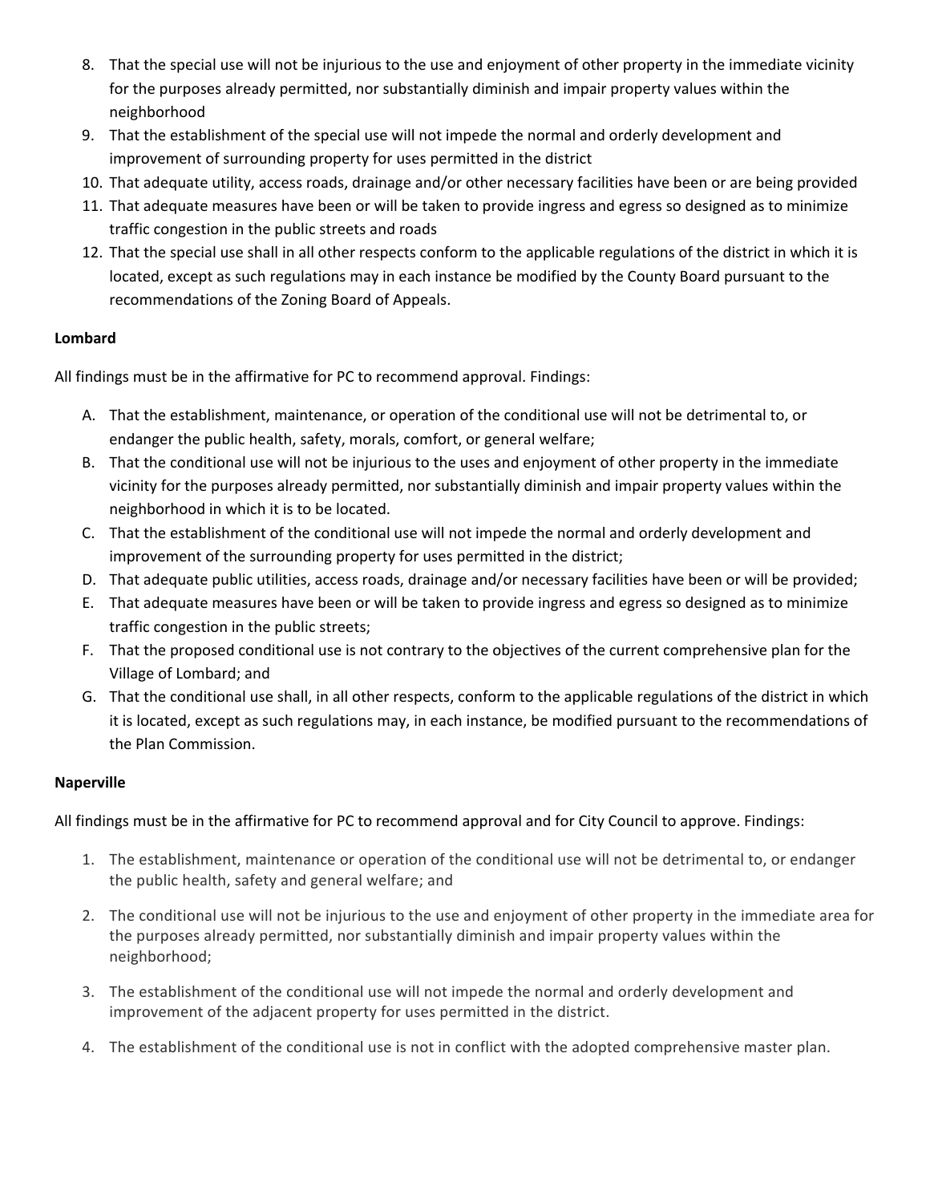8. That the special use will not be injurious to the use and enjoyment of other property in the immediate vicinity for the purposes already permitted, nor substantially diminish and impair property values within the neighborhood
9. That the establishment of the special use will not impede the normal and orderly development and improvement of surrounding property for uses permitted in the district
10. That adequate utility, access roads, drainage and/or other necessary facilities have been or are being provided
11. That adequate measures have been or will be taken to provide ingress and egress so designed as to minimize traffic congestion in the public streets and roads
12. That the special use shall in all other respects conform to the applicable regulations of the district in which it is located, except as such regulations may in each instance be modified by the County Board pursuant to the recommendations of the Zoning Board of Appeals.

**Lombard**

All findings must be in the affirmative for PC to recommend approval. Findings:

A. That the establishment, maintenance, or operation of the conditional use will not be detrimental to, or endanger the public health, safety, morals, comfort, or general welfare;
B. That the conditional use will not be injurious to the uses and enjoyment of other property in the immediate vicinity for the purposes already permitted, nor substantially diminish and impair property values within the neighborhood in which it is to be located.
C. That the establishment of the conditional use will not impede the normal and orderly development and improvement of the surrounding property for uses permitted in the district;
D. That adequate public utilities, access roads, drainage and/or necessary facilities have been or will be provided;
E. That adequate measures have been or will be taken to provide ingress and egress so designed as to minimize traffic congestion in the public streets;
F. That the proposed conditional use is not contrary to the objectives of the current comprehensive plan for the Village of Lombard; and
G. That the conditional use shall, in all other respects, conform to the applicable regulations of the district in which it is located, except as such regulations may, in each instance, be modified pursuant to the recommendations of the Plan Commission.

**Naperville**

All findings must be in the affirmative for PC to recommend approval and for City Council to approve. Findings:

1. The establishment, maintenance or operation of the conditional use will not be detrimental to, or endanger the public health, safety and general welfare; and
2. The conditional use will not be injurious to the use and enjoyment of other property in the immediate area for the purposes already permitted, nor substantially diminish and impair property values within the neighborhood;
3. The establishment of the conditional use will not impede the normal and orderly development and improvement of the adjacent property for uses permitted in the district.
4. The establishment of the conditional use is not in conflict with the adopted comprehensive master plan.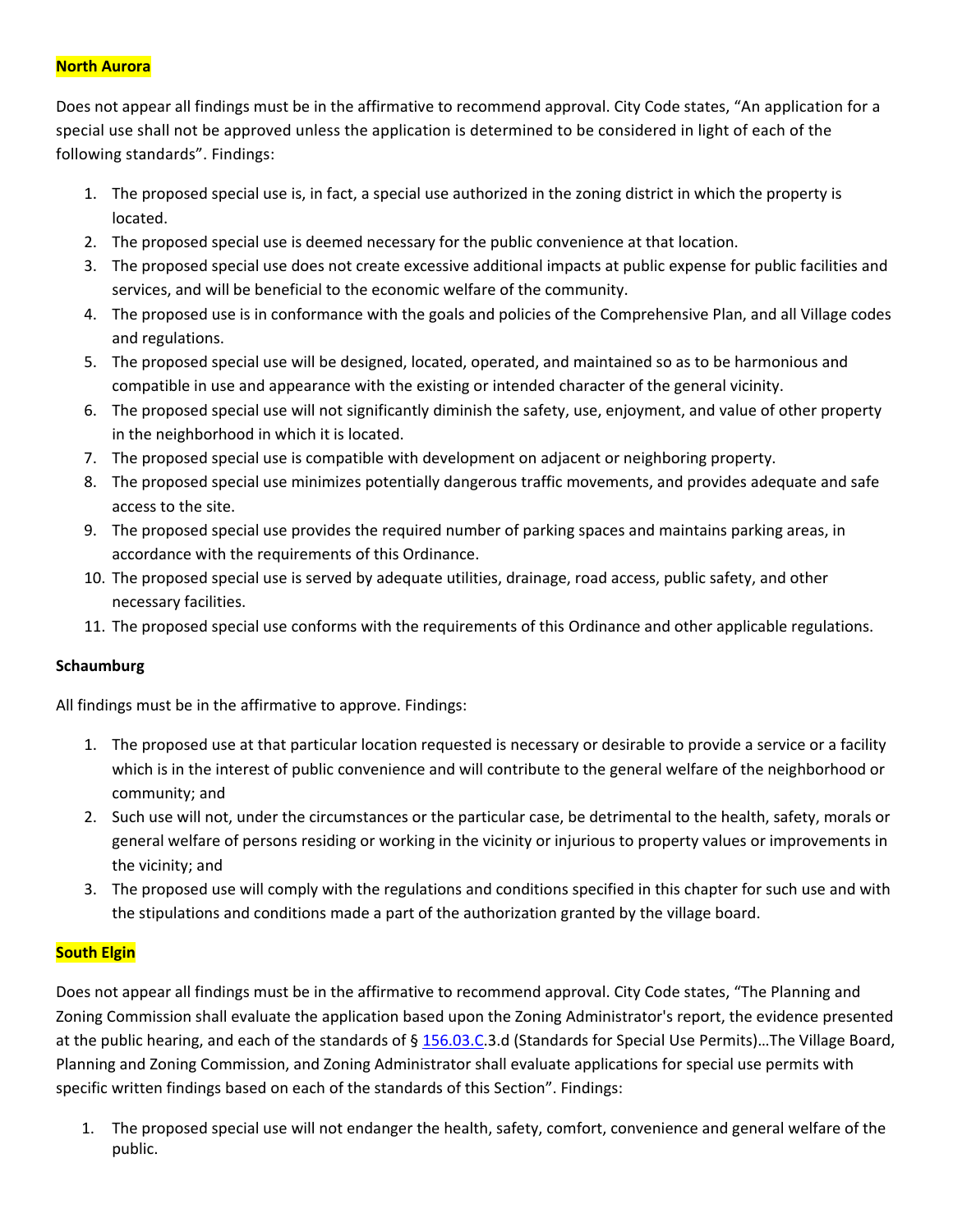**North Aurora**

Does not appear all findings must be in the affirmative to recommend approval. City Code states, "An application for a special use shall not be approved unless the application is determined to be considered in light of each of the following standards". Findings:

1. The proposed special use is, in fact, a special use authorized in the zoning district in which the property is located.
2. The proposed special use is deemed necessary for the public convenience at that location.
3. The proposed special use does not create excessive additional impacts at public expense for public facilities and services, and will be beneficial to the economic welfare of the community.
4. The proposed use is in conformance with the goals and policies of the Comprehensive Plan, and all Village codes and regulations.
5. The proposed special use will be designed, located, operated, and maintained so as to be harmonious and compatible in use and appearance with the existing or intended character of the general vicinity.
6. The proposed special use will not significantly diminish the safety, use, enjoyment, and value of other property in the neighborhood in which it is located.
7. The proposed special use is compatible with development on adjacent or neighboring property.
8. The proposed special use minimizes potentially dangerous traffic movements, and provides adequate and safe access to the site.
9. The proposed special use provides the required number of parking spaces and maintains parking areas, in accordance with the requirements of this Ordinance.
10. The proposed special use is served by adequate utilities, drainage, road access, public safety, and other necessary facilities.
11. The proposed special use conforms with the requirements of this Ordinance and other applicable regulations.

**Schaumburg**

All findings must be in the affirmative to approve. Findings:

1. The proposed use at that particular location requested is necessary or desirable to provide a service or a facility which is in the interest of public convenience and will contribute to the general welfare of the neighborhood or community; and
2. Such use will not, under the circumstances or the particular case, be detrimental to the health, safety, morals or general welfare of persons residing or working in the vicinity or injurious to property values or improvements in the vicinity; and
3. The proposed use will comply with the regulations and conditions specified in this chapter for such use and with the stipulations and conditions made a part of the authorization granted by the village board.

**South Elgin**

Does not appear all findings must be in the affirmative to recommend approval. City Code states, "The Planning and Zoning Commission shall evaluate the application based upon the Zoning Administrator's report, the evidence presented at the public hearing, and each of the standards of § 156.03.C.3.d (Standards for Special Use Permits)…The Village Board, Planning and Zoning Commission, and Zoning Administrator shall evaluate applications for special use permits with specific written findings based on each of the standards of this Section". Findings:

1. The proposed special use will not endanger the health, safety, comfort, convenience and general welfare of the public.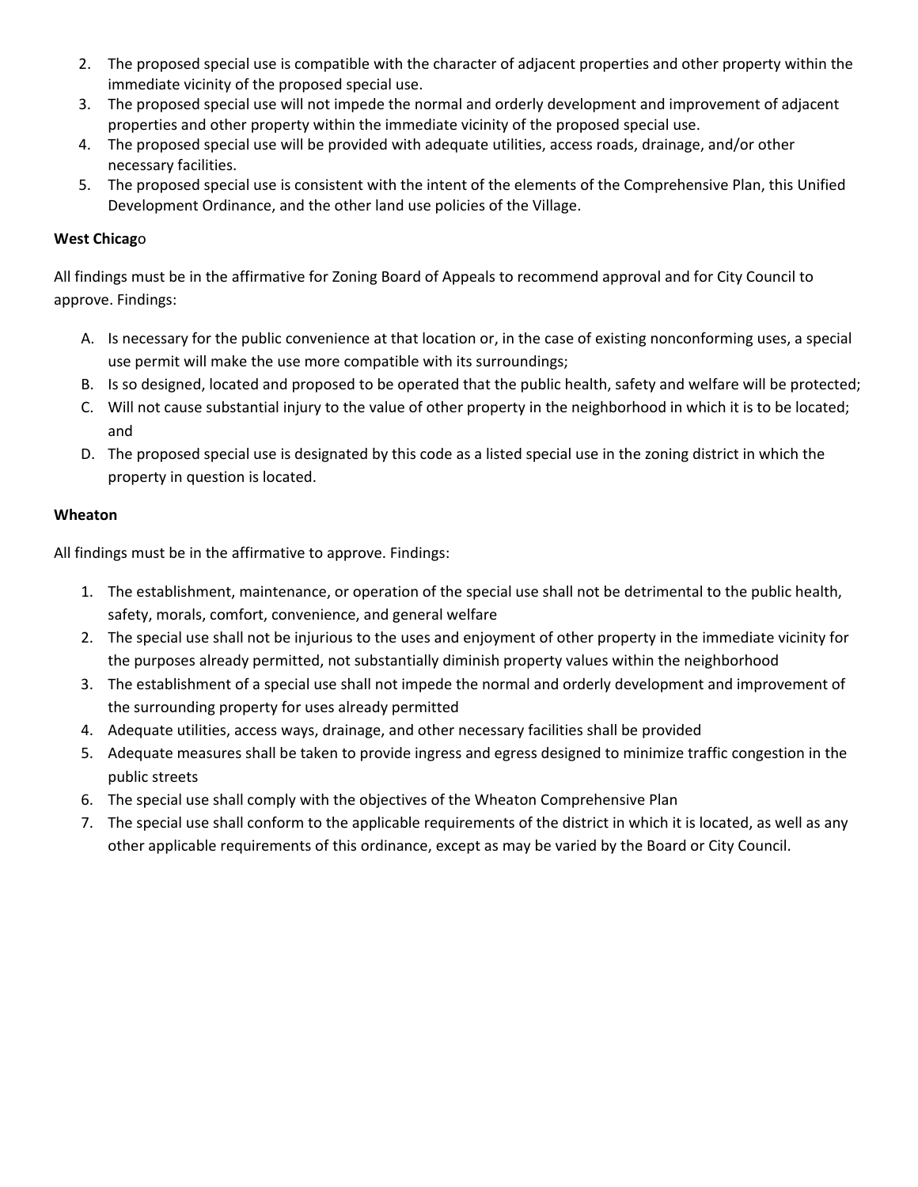2. The proposed special use is compatible with the character of adjacent properties and other property within the immediate vicinity of the proposed special use.
3. The proposed special use will not impede the normal and orderly development and improvement of adjacent properties and other property within the immediate vicinity of the proposed special use.
4. The proposed special use will be provided with adequate utilities, access roads, drainage, and/or other necessary facilities.
5. The proposed special use is consistent with the intent of the elements of the Comprehensive Plan, this Unified Development Ordinance, and the other land use policies of the Village.

**West Chicago**

All findings must be in the affirmative for Zoning Board of Appeals to recommend approval and for City Council to approve. Findings:

A. Is necessary for the public convenience at that location or, in the case of existing nonconforming uses, a special use permit will make the use more compatible with its surroundings;
B. Is so designed, located and proposed to be operated that the public health, safety and welfare will be protected;
C. Will not cause substantial injury to the value of other property in the neighborhood in which it is to be located; and
D. The proposed special use is designated by this code as a listed special use in the zoning district in which the property in question is located.

**Wheaton**

All findings must be in the affirmative to approve. Findings:

1. The establishment, maintenance, or operation of the special use shall not be detrimental to the public health, safety, morals, comfort, convenience, and general welfare
2. The special use shall not be injurious to the uses and enjoyment of other property in the immediate vicinity for the purposes already permitted, not substantially diminish property values within the neighborhood
3. The establishment of a special use shall not impede the normal and orderly development and improvement of the surrounding property for uses already permitted
4. Adequate utilities, access ways, drainage, and other necessary facilities shall be provided
5. Adequate measures shall be taken to provide ingress and egress designed to minimize traffic congestion in the public streets
6. The special use shall comply with the objectives of the Wheaton Comprehensive Plan
7. The special use shall conform to the applicable requirements of the district in which it is located, as well as any other applicable requirements of this ordinance, except as may be varied by the Board or City Council.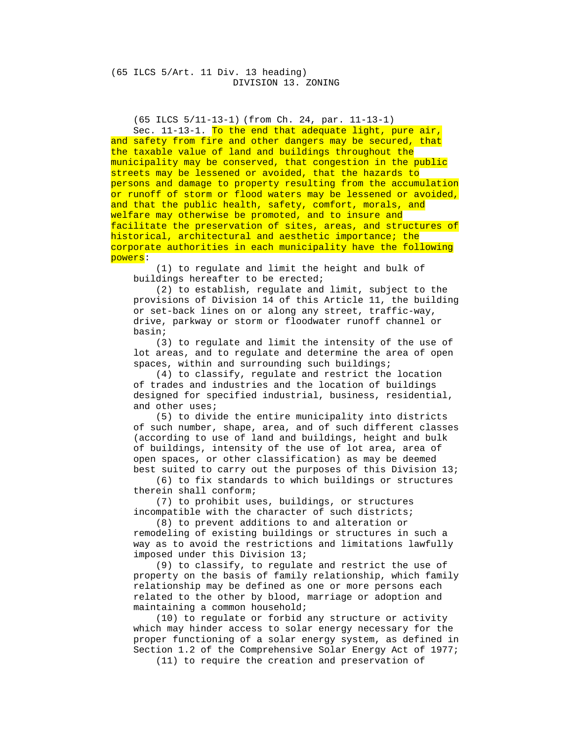(65 ILCS 5/Art. 11 Div. 13 heading)

## DIVISION 13. ZONING

(65 ILCS 5/11-13-1) (from Ch. 24, par. 11-13-1)

Sec. 11-13-1. To the end that adequate light, pure air, and safety from fire and other dangers may be secured, that the taxable value of land and buildings throughout the municipality may be conserved, that congestion in the public streets may be lessened or avoided, that the hazards to persons and damage to property resulting from the accumulation or runoff of storm or flood waters may be lessened or avoided, and that the public health, safety, comfort, morals, and welfare may otherwise be promoted, and to insure and facilitate the preservation of sites, areas, and structures of historical, architectural and aesthetic importance; the corporate authorities in each municipality have the following powers:

(1) to regulate and limit the height and bulk of buildings hereafter to be erected;

(2) to establish, regulate and limit, subject to the provisions of Division 14 of this Article 11, the building or set-back lines on or along any street, traffic-way, drive, parkway or storm or floodwater runoff channel or basin;

(3) to regulate and limit the intensity of the use of lot areas, and to regulate and determine the area of open spaces, within and surrounding such buildings;

(4) to classify, regulate and restrict the location of trades and industries and the location of buildings designed for specified industrial, business, residential, and other uses;

(5) to divide the entire municipality into districts of such number, shape, area, and of such different classes (according to use of land and buildings, height and bulk of buildings, intensity of the use of lot area, area of open spaces, or other classification) as may be deemed best suited to carry out the purposes of this Division 13;

(6) to fix standards to which buildings or structures therein shall conform;

(7) to prohibit uses, buildings, or structures incompatible with the character of such districts;

(8) to prevent additions to and alteration or remodeling of existing buildings or structures in such a way as to avoid the restrictions and limitations lawfully imposed under this Division 13;

(9) to classify, to regulate and restrict the use of property on the basis of family relationship, which family relationship may be defined as one or more persons each related to the other by blood, marriage or adoption and maintaining a common household;

(10) to regulate or forbid any structure or activity which may hinder access to solar energy necessary for the proper functioning of a solar energy system, as defined in Section 1.2 of the Comprehensive Solar Energy Act of 1977;

(11) to require the creation and preservation of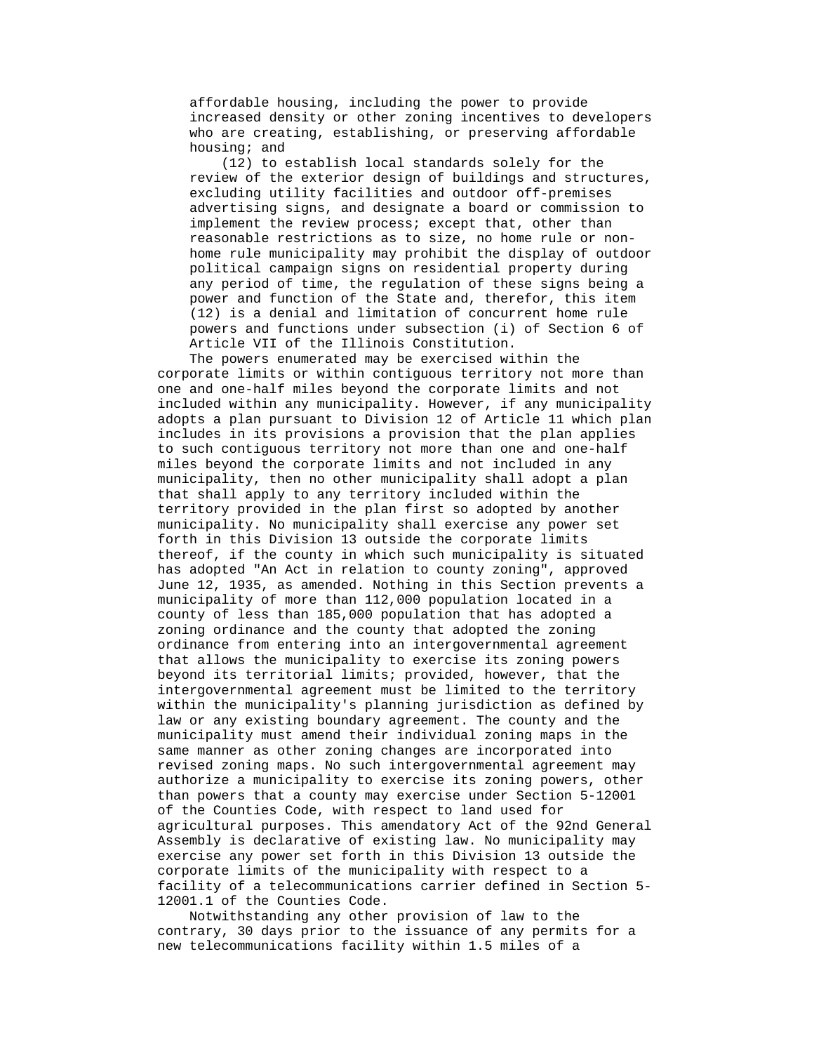affordable housing, including the power to provide increased density or other zoning incentives to developers who are creating, establishing, or preserving affordable housing; and

(12) to establish local standards solely for the review of the exterior design of buildings and structures, excluding utility facilities and outdoor off-premises advertising signs, and designate a board or commission to implement the review process; except that, other than reasonable restrictions as to size, no home rule or non-home rule municipality may prohibit the display of outdoor political campaign signs on residential property during any period of time, the regulation of these signs being a power and function of the State and, therefor, this item (12) is a denial and limitation of concurrent home rule powers and functions under subsection (i) of Section 6 of Article VII of the Illinois Constitution.

The powers enumerated may be exercised within the corporate limits or within contiguous territory not more than one and one-half miles beyond the corporate limits and not included within any municipality. However, if any municipality adopts a plan pursuant to Division 12 of Article 11 which plan includes in its provisions a provision that the plan applies to such contiguous territory not more than one and one-half miles beyond the corporate limits and not included in any municipality, then no other municipality shall adopt a plan that shall apply to any territory included within the territory provided in the plan first so adopted by another municipality. No municipality shall exercise any power set forth in this Division 13 outside the corporate limits thereof, if the county in which such municipality is situated has adopted "An Act in relation to county zoning", approved June 12, 1935, as amended. Nothing in this Section prevents a municipality of more than 112,000 population located in a county of less than 185,000 population that has adopted a zoning ordinance and the county that adopted the zoning ordinance from entering into an intergovernmental agreement that allows the municipality to exercise its zoning powers beyond its territorial limits; provided, however, that the intergovernmental agreement must be limited to the territory within the municipality's planning jurisdiction as defined by law or any existing boundary agreement. The county and the municipality must amend their individual zoning maps in the same manner as other zoning changes are incorporated into revised zoning maps. No such intergovernmental agreement may authorize a municipality to exercise its zoning powers, other than powers that a county may exercise under Section 5-12001 of the Counties Code, with respect to land used for agricultural purposes. This amendatory Act of the 92nd General Assembly is declarative of existing law. No municipality may exercise any power set forth in this Division 13 outside the corporate limits of the municipality with respect to a facility of a telecommunications carrier defined in Section 5-12001.1 of the Counties Code.

Notwithstanding any other provision of law to the contrary, 30 days prior to the issuance of any permits for a new telecommunications facility within 1.5 miles of a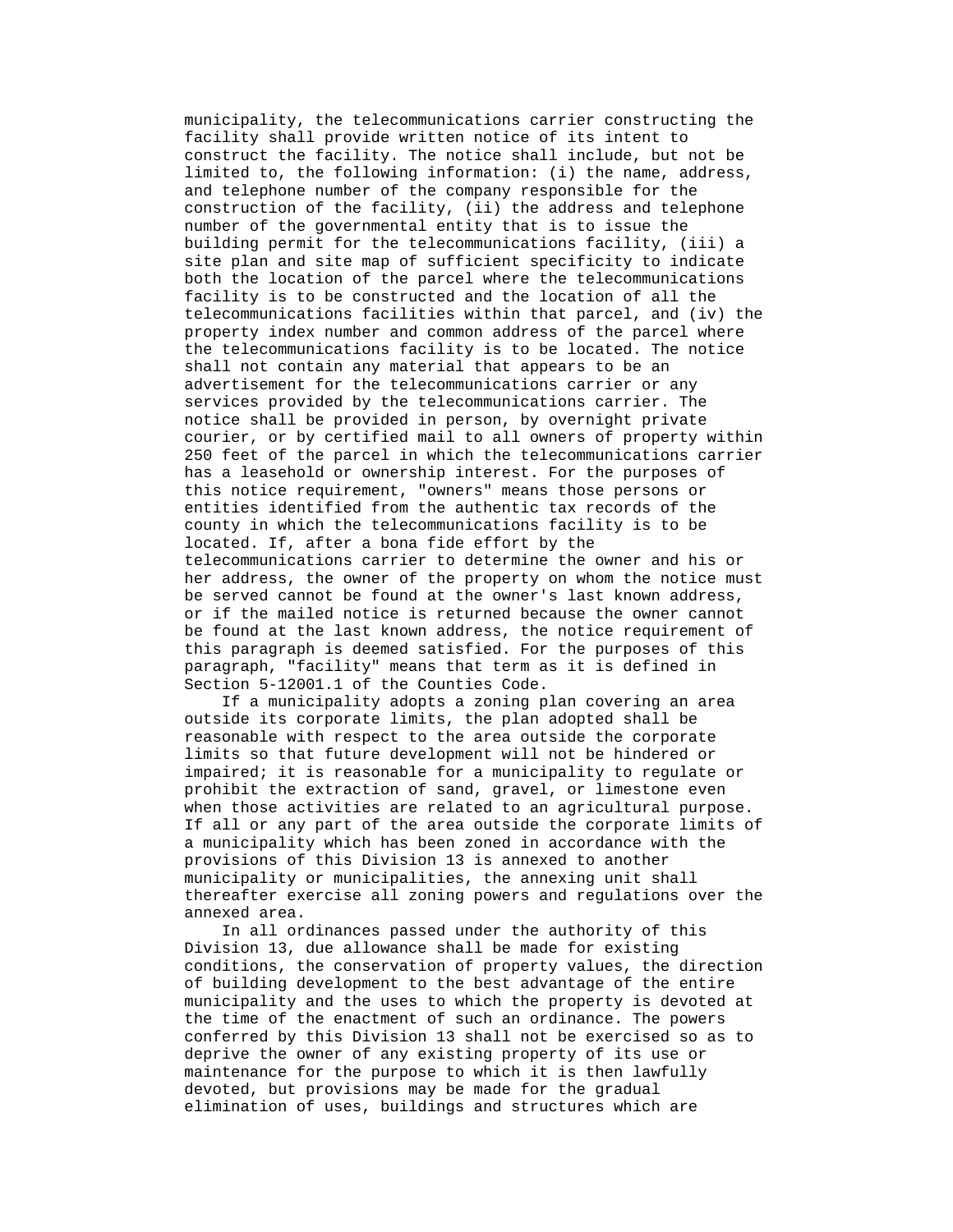municipality, the telecommunications carrier constructing the facility shall provide written notice of its intent to construct the facility. The notice shall include, but not be limited to, the following information: (i) the name, address, and telephone number of the company responsible for the construction of the facility, (ii) the address and telephone number of the governmental entity that is to issue the building permit for the telecommunications facility, (iii) a site plan and site map of sufficient specificity to indicate both the location of the parcel where the telecommunications facility is to be constructed and the location of all the telecommunications facilities within that parcel, and (iv) the property index number and common address of the parcel where the telecommunications facility is to be located. The notice shall not contain any material that appears to be an advertisement for the telecommunications carrier or any services provided by the telecommunications carrier. The notice shall be provided in person, by overnight private courier, or by certified mail to all owners of property within 250 feet of the parcel in which the telecommunications carrier has a leasehold or ownership interest. For the purposes of this notice requirement, "owners" means those persons or entities identified from the authentic tax records of the county in which the telecommunications facility is to be located. If, after a bona fide effort by the telecommunications carrier to determine the owner and his or her address, the owner of the property on whom the notice must be served cannot be found at the owner's last known address, or if the mailed notice is returned because the owner cannot be found at the last known address, the notice requirement of this paragraph is deemed satisfied. For purposes of this paragraph, "facility" means that term as it is defined in Section 5-12001.1 of the Counties Code.

If a municipality adopts a zoning plan covering an area outside its corporate limits, the plan adopted shall be reasonable with respect to the area outside the corporate limits so that future development will not be hindered or impaired; it is reasonable for a municipality to regulate or prohibit the extraction of sand, gravel, or limestone even when those activities are related to an agricultural purpose. If all or any part of the area outside the corporate limits of a municipality which has been zoned in accordance with the provisions of this Division 13 is annexed to another municipality or municipalities, the annexing unit shall thereafter exercise all zoning powers and regulations over the annexed area.

In all ordinances passed under the authority of this Division 13, due allowance shall be made for existing conditions, the conservation of property values, the direction of building development to the best advantage of the entire municipality and the uses to which the property is devoted at the time of the enactment of such an ordinance. The powers conferred by this Division 13 shall not be exercised so as to deprive the owner of any existing property of its use or maintenance for the purpose to which it is then lawfully devoted, but provisions may be made for the gradual elimination of uses, buildings and structures which are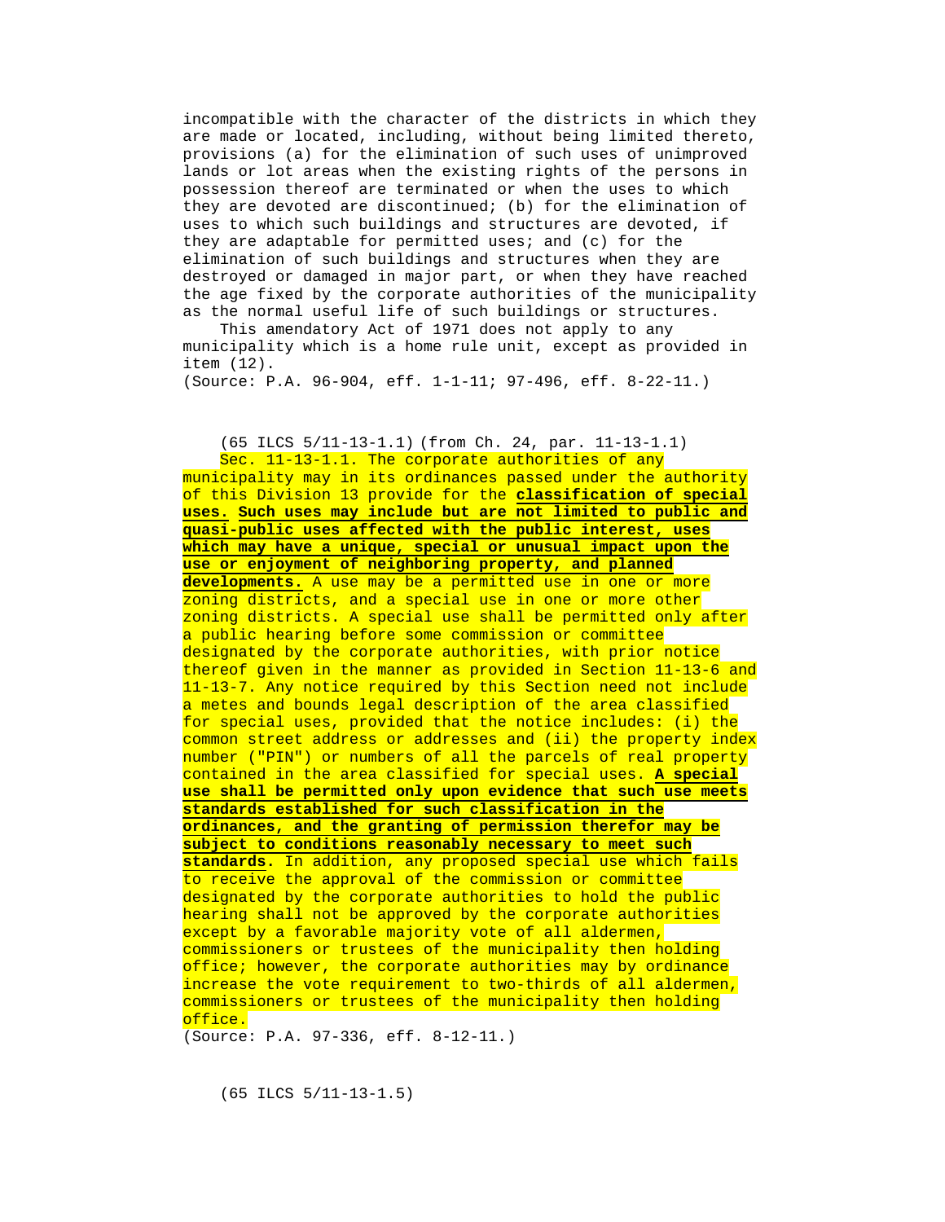incompatible with the character of the districts in which they are made or located, including, without being limited thereto, provisions (a) for the elimination of such uses of unimproved lands or lot areas when the existing rights of the persons in possession thereof are terminated or when the uses to which they are devoted are discontinued; (b) for the elimination of uses to which such buildings and structures are devoted, if they are adaptable for permitted uses; and (c) for the elimination of such buildings and structures when they are destroyed or damaged in major part, or when they have reached the age fixed by the corporate authorities of the municipality as the normal useful life of such buildings or structures.

This amendatory Act of 1971 does not apply to any municipality which is a home rule unit, except as provided in item (12).

(Source: P.A. 96-904, eff. 1-1-11; 97-496, eff. 8-22-11.)

(65 ILCS 5/11-13-1.1) (from Ch. 24, par. 11-13-1.1)

Sec. 11-13-1.1. The corporate authorities of any municipality may in its ordinances passed under the authority of this Division 13 provide for the **classification of special uses. Such uses may include but are not limited to public and quasi-public uses affected with the public interest, uses which may have a unique, special or unusual impact upon the use or enjoyment of neighboring property, and planned developments.** A use may be a permitted use in one or more zoning districts, and a special use in one or more other zoning districts. A special use shall be permitted only after a public hearing before some commission or committee designated by the corporate authorities, with prior notice thereof given in the manner as provided in Section 11-13-6 and 11-13-7. Any notice required by this Section need not include a metes and bounds legal description of the area classified for special uses, provided that the notice includes: (i) the common street address or addresses and (ii) the property index number ("PIN") or numbers of all the parcels of real property contained in the area classified for special uses. **A special use shall be permitted only upon evidence that such use meets standards established for such classification in the ordinances, and the granting of permission therefor may be subject to conditions reasonably necessary to meet such standards**. In addition, any proposed special use which fails to receive the approval of the commission or committee designated by the corporate authorities to hold the public hearing shall not be approved by the corporate authorities except by a favorable majority vote of all aldermen, commissioners or trustees of the municipality then holding office; however, the corporate authorities may by ordinance increase the vote requirement to two-thirds of all aldermen, commissioners or trustees of the municipality then holding office.

(Source: P.A. 97-336, eff. 8-12-11.)

(65 ILCS 5/11-13-1.5)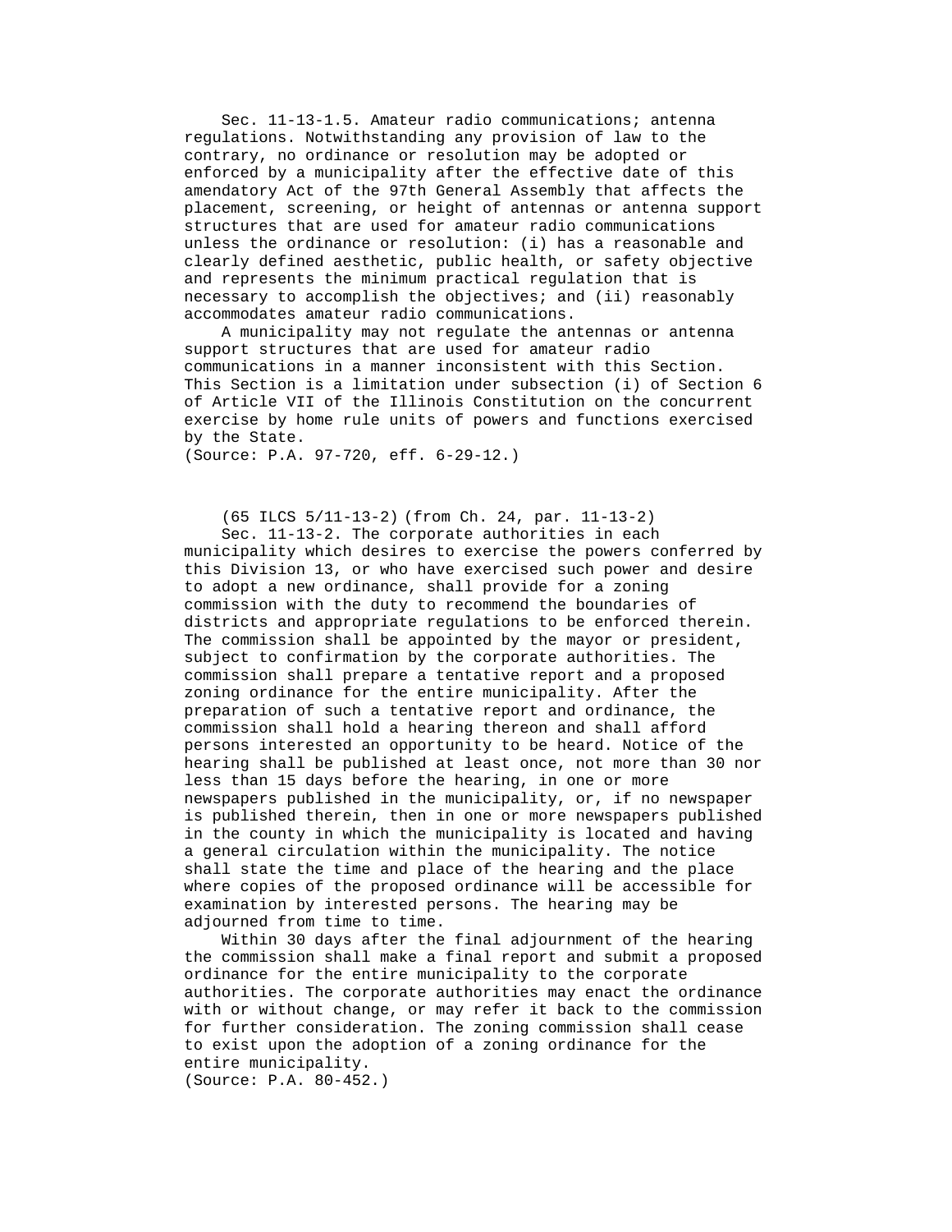Sec. 11-13-1.5. Amateur radio communications; antenna regulations. Notwithstanding any provision of law to the contrary, no ordinance or resolution may be adopted or enforced by a municipality after the effective date of this amendatory Act of the 97th General Assembly that affects the placement, screening, or height of antennas or antenna support structures that are used for amateur radio communications unless the ordinance or resolution: (i) has a reasonable and clearly defined aesthetic, public health, or safety objective and represents the minimum practical regulation that is necessary to accomplish the objectives; and (ii) reasonably accommodates amateur radio communications.

A municipality may not regulate the antennas or antenna support structures that are used for amateur radio communications in a manner inconsistent with this Section. This Section is a limitation under subsection (i) of Section 6 of Article VII of the Illinois Constitution on the concurrent exercise by home rule units of powers and functions exercised by the State.

(Source: P.A. 97-720, eff. 6-29-12.)

(65 ILCS 5/11-13-2) (from Ch. 24, par. 11-13-2)

Sec. 11-13-2. The corporate authorities in each municipality which desires to exercise the powers conferred by this Division 13, or who have exercised such power and desire to adopt a new ordinance, shall provide for a zoning commission with the duty to recommend the boundaries of districts and appropriate regulations to be enforced therein. The commission shall be appointed by the mayor or president, subject to confirmation by the corporate authorities. The commission shall prepare a tentative report and a proposed zoning ordinance for the entire municipality. After the preparation of such a tentative report and ordinance, the commission shall hold a hearing thereon and shall afford persons interested an opportunity to be heard. Notice of the hearing shall be published at least once, not more than 30 nor less than 15 days before the hearing, in one or more newspapers published in the municipality, or, if no newspaper is published therein, then in one or more newspapers published in the county in which the municipality is located and having a general circulation within the municipality. The notice shall state the time and place of the hearing and the place where copies of the proposed ordinance will be accessible for examination by interested persons. The hearing may be adjourned from time to time.

Within 30 days after the final adjournment of the hearing the commission shall make a final report and submit a proposed ordinance for the entire municipality to the corporate authorities. The corporate authorities may enact the ordinance with or without change, or may refer it back to the commission for further consideration. The zoning commission shall cease to exist upon the adoption of a zoning ordinance for the entire municipality.

(Source: P.A. 80-452.)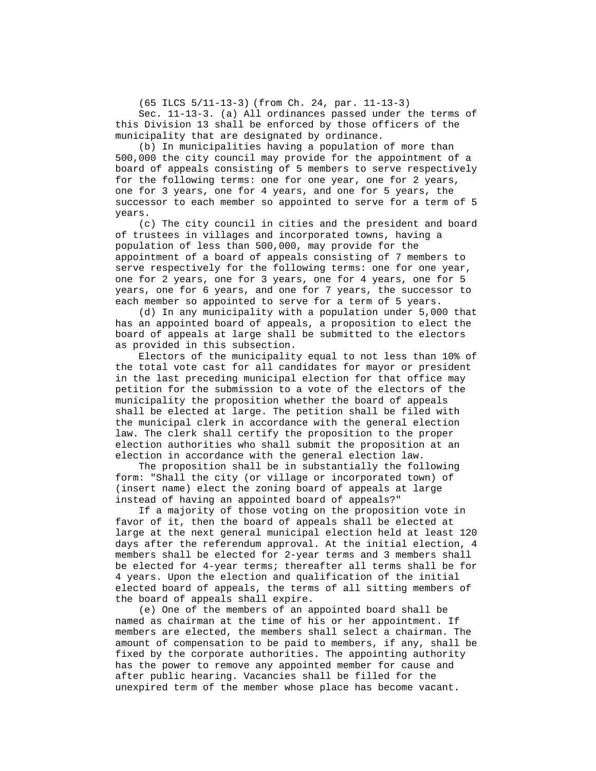(65 ILCS 5/11-13-3) (from Ch. 24, par. 11-13-3)

Sec. 11-13-3. (a) All ordinances passed under the terms of this Division 13 shall be enforced by those officers of the municipality that are designated by ordinance.

(b) In municipalities having a population of more than 500,000 the city council may provide for the appointment of a board of appeals consisting of 5 members to serve respectively for the following terms: one for one year, one for 2 years, one for 3 years, one for 4 years, and one for 5 years, the successor to each member so appointed to serve for a term of 5 years.

(c) The city council in cities and the president and board of trustees in villages and incorporated towns, having a population of less than 500,000, may provide for the appointment of a board of appeals consisting of 7 members to serve respectively for the following terms: one for one year, one for 2 years, one for 3 years, one for 4 years, one for 5 years, one for 6 years, and one for 7 years, the successor to each member so appointed to serve for a term of 5 years.

(d) In any municipality with a population under 5,000 that has an appointed board of appeals, a proposition to elect the board of appeals at large shall be submitted to the electors as provided in this subsection.

Electors of the municipality equal to not less than 10% of the total vote cast for all candidates for mayor or president in the last preceding municipal election for that office may petition for the submission to a vote of the electors of the municipality the proposition whether the board of appeals shall be elected at large. The petition shall be filed with the municipal clerk in accordance with the general election law. The clerk shall certify the proposition to the proper election authorities who shall submit the proposition at an election in accordance with the general election law.

The proposition shall be in substantially the following form: "Shall the city (or village or incorporated town) of (insert name) elect the zoning board of appeals at large instead of having an appointed board of appeals?"

If a majority of those voting on the proposition vote in favor of it, then the board of appeals shall be elected at large at the next general municipal election held at least 120 days after the referendum approval. At the initial election, 4 members shall be elected for 2-year terms and 3 members shall be elected for 4-year terms; thereafter all terms shall be for 4 years. Upon the election and qualification of the initial elected board of appeals, the terms of all sitting members of the board of appeals shall expire.

(e) One of the members of an appointed board shall be named as chairman at the time of his or her appointment. If members are elected, the members shall select a chairman. The amount of compensation to be paid to members, if any, shall be fixed by the corporate authorities. The appointing authority has the power to remove any appointed member for cause and after public hearing. Vacancies shall be filled for the unexpired term of the member whose place has become vacant.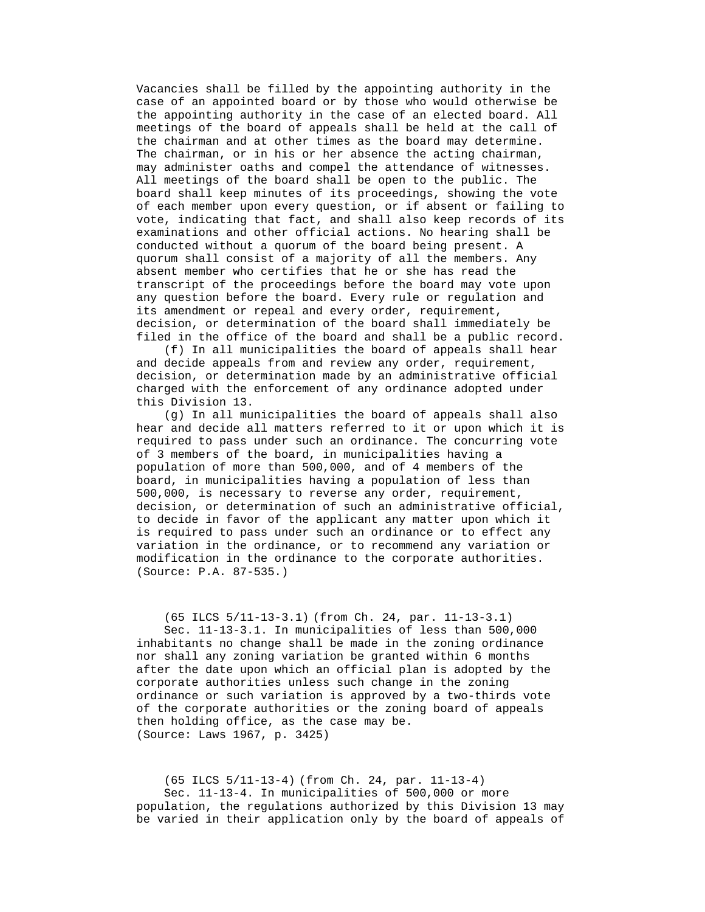Vacancies shall be filled by the appointing authority in the case of an appointed board or by those who would otherwise be the appointing authority in the case of an elected board. All meetings of the board of appeals shall be held at the call of the chairman and at other times as the board may determine. The chairman, or in his or her absence the acting chairman, may administer oaths and compel the attendance of witnesses. All meetings of the board shall be open to the public. The board shall keep minutes of its proceedings, showing the vote of each member upon every question, or if absent or failing to vote, indicating that fact, and shall also keep records of its examinations and other official actions. No hearing shall be conducted without a quorum of the board being present. A quorum shall consist of a majority of all the members. Any absent member who certifies that he or she has read the transcript of the proceedings before the board may vote upon any question before the board. Every rule or regulation and its amendment or repeal and every order, requirement, decision, or determination of the board shall immediately be filed in the office of the board and shall be a public record.

(f) In all municipalities the board of appeals shall hear and decide appeals from and review any order, requirement, decision, or determination made by an administrative official charged with the enforcement of any ordinance adopted under this Division 13.

(g) In all municipalities the board of appeals shall also hear and decide all matters referred to it or upon which it is required to pass under such an ordinance. The concurring vote of 3 members of the board, in municipalities having a population of more than 500,000, and of 4 members of the board, in municipalities having a population of less than 500,000, is necessary to reverse any order, requirement, decision, or determination of such an administrative official, to decide in favor of the applicant any matter upon which it is required to pass under such an ordinance or to effect any variation in the ordinance, or to recommend any variation or modification in the ordinance to the corporate authorities.
(Source: P.A. 87-535.)

(65 ILCS 5/11-13-3.1) (from Ch. 24, par. 11-13-3.1)

Sec. 11-13-3.1. In municipalities of less than 500,000 inhabitants no change shall be made in the zoning ordinance nor shall any zoning variation be granted within 6 months after the date upon which an official plan is adopted by the corporate authorities unless such change in the zoning ordinance or such variation is approved by a two-thirds vote of the corporate authorities or the zoning board of appeals then holding office, as the case may be.
(Source: Laws 1967, p. 3425)

(65 ILCS 5/11-13-4) (from Ch. 24, par. 11-13-4)

Sec. 11-13-4. In municipalities of 500,000 or more population, the regulations authorized by this Division 13 may be varied in their application only by the board of appeals of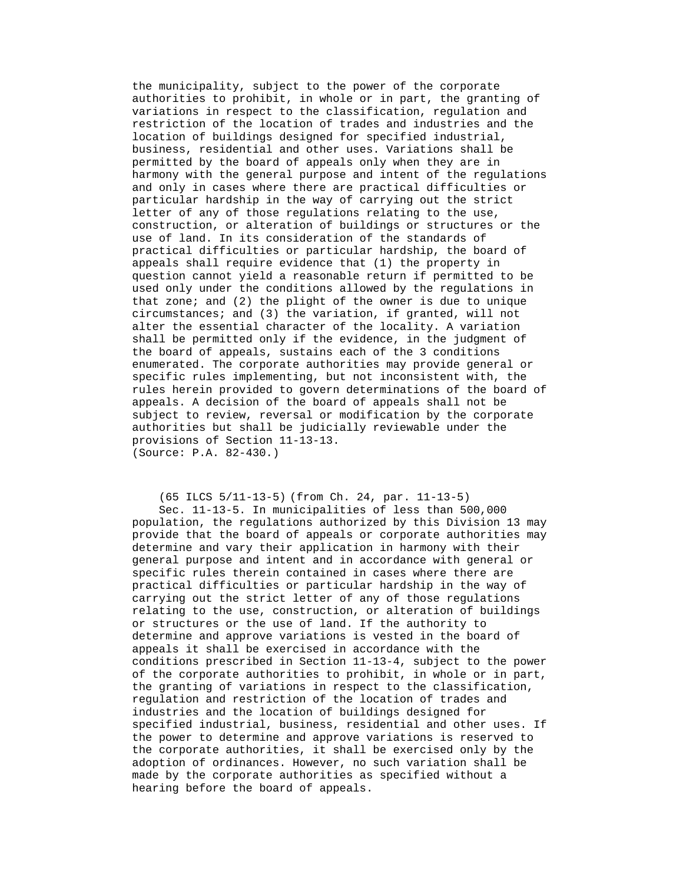the municipality, subject to the power of the corporate authorities to prohibit, in whole or in part, the granting of variations in respect to the classification, regulation and restriction of the location of trades and industries and the location of buildings designed for specified industrial, business, residential and other uses. Variations shall be permitted by the board of appeals only when they are in harmony with the general purpose and intent of the regulations and only in cases where there are practical difficulties or particular hardship in the way of carrying out the strict letter of any of those regulations relating to the use, construction, or alteration of buildings or structures or the use of land. In its consideration of the standards of practical difficulties or particular hardship, the board of appeals shall require evidence that (1) the property in question cannot yield a reasonable return if permitted to be used only under the conditions allowed by the regulations in that zone; and (2) the plight of the owner is due to unique circumstances; and (3) the variation, if granted, will not alter the essential character of the locality. A variation shall be permitted only if the evidence, in the judgment of the board of appeals, sustains each of the 3 conditions enumerated. The corporate authorities may provide general or specific rules implementing, but not inconsistent with, the rules herein provided to govern determinations of the board of appeals. A decision of the board of appeals shall not be subject to review, reversal or modification by the corporate authorities but shall be judicially reviewable under the provisions of Section 11-13-13.
(Source: P.A. 82-430.)

(65 ILCS 5/11-13-5) (from Ch. 24, par. 11-13-5)

Sec. 11-13-5. In municipalities of less than 500,000 population, the regulations authorized by this Division 13 may provide that the board of appeals or corporate authorities may determine and vary their application in harmony with their general purpose and intent and in accordance with general or specific rules therein contained in cases where there are practical difficulties or particular hardship in the way of carrying out the strict letter of any of those regulations relating to the use, construction, or alteration of buildings or structures or the use of land. If the authority to determine and approve variations is vested in the board of appeals it shall be exercised in accordance with the conditions prescribed in Section 11-13-4, subject to the power of the corporate authorities to prohibit, in whole or in part, the granting of variations in respect to the classification, regulation and restriction of the location of trades and industries and the location of buildings designed for specified industrial, business, residential and other uses. If the power to determine and approve variations is reserved to the corporate authorities, it shall be exercised only by the adoption of ordinances. However, no such variation shall be made by the corporate authorities as specified without a hearing before the board of appeals.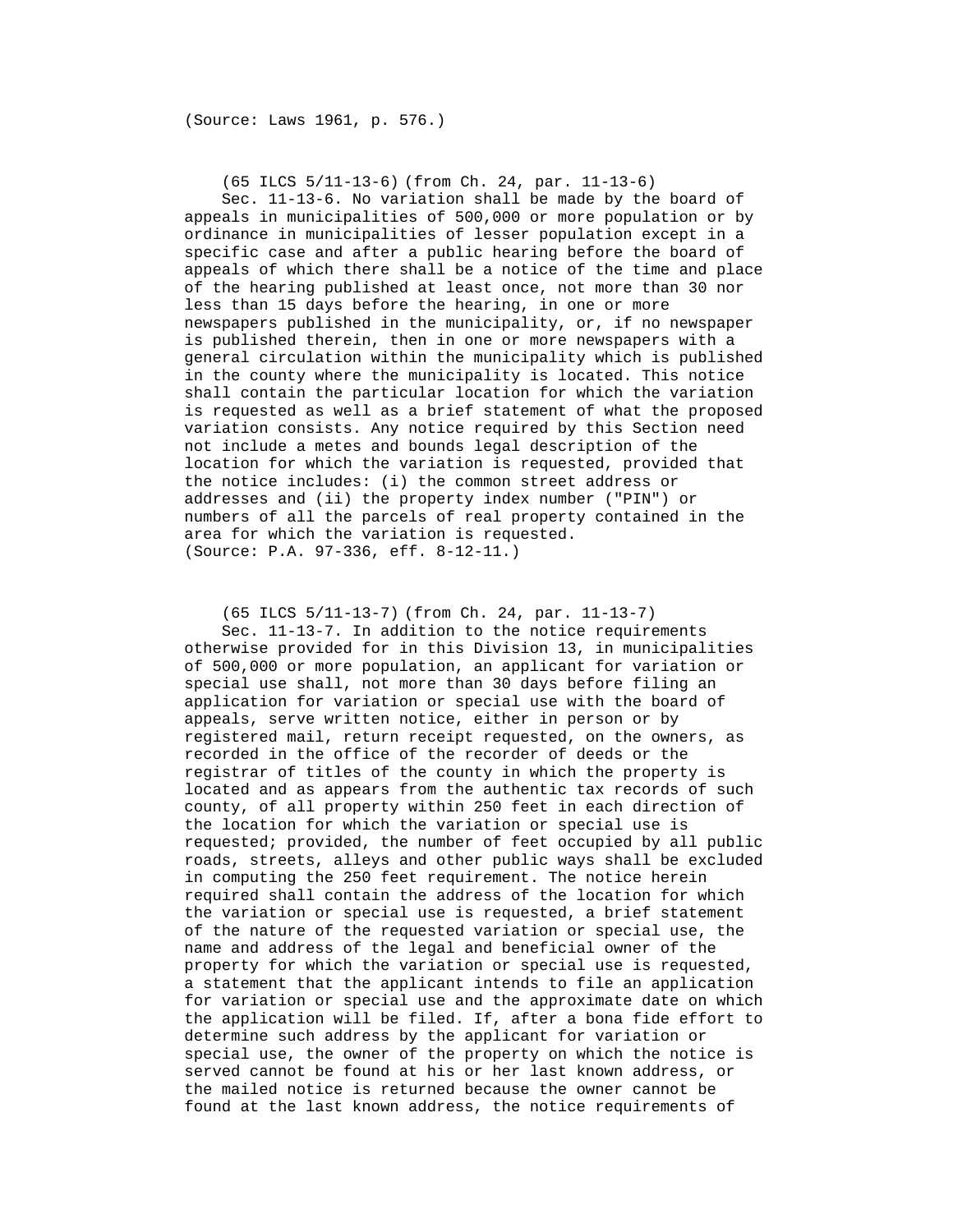(Source: Laws 1961, p. 576.)

(65 ILCS 5/11-13-6) (from Ch. 24, par. 11-13-6)

Sec. 11-13-6. No variation shall be made by the board of appeals in municipalities of 500,000 or more population or by ordinance in municipalities of lesser population except in a specific case and after a public hearing before the board of appeals of which there shall be a notice of the time and place of the hearing published at least once, not more than 30 nor less than 15 days before the hearing, in one or more newspapers published in the municipality, or, if no newspaper is published therein, then in one or more newspapers with a general circulation within the municipality which is published in the county where the municipality is located. This notice shall contain the particular location for which the variation is requested as well as a brief statement of what the proposed variation consists. Any notice required by this Section need not include a metes and bounds legal description of the location for which the variation is requested, provided that the notice includes: (i) the common street address or addresses and (ii) the property index number ("PIN") or numbers of all the parcels of real property contained in the area for which the variation is requested.
(Source: P.A. 97-336, eff. 8-12-11.)

(65 ILCS 5/11-13-7) (from Ch. 24, par. 11-13-7)

Sec. 11-13-7. In addition to the notice requirements otherwise provided for in this Division 13, in municipalities of 500,000 or more population, an applicant for variation or special use shall, not more than 30 days before filing an application for variation or special use with the board of appeals, serve written notice, either in person or by registered mail, return receipt requested, on the owners, as recorded in the office of the recorder of deeds or the registrar of titles of the county in which the property is located and as appears from the authentic tax records of such county, of all property within 250 feet in each direction of the location for which the variation or special use is requested; provided, the number of feet occupied by all public roads, streets, alleys and other public ways shall be excluded in computing the 250 feet requirement. The notice herein required shall contain the address of the location for which the variation or special use is requested, a brief statement of the nature of the requested variation or special use, the name and address of the legal and beneficial owner of the property for which the variation or special use is requested, a statement that the applicant intends to file an application for variation or special use and the approximate date on which the application will be filed. If, after a bona fide effort to determine such address by the applicant for variation or special use, the owner of the property on which the notice is served cannot be found at his or her last known address, or the mailed notice is returned because the owner cannot be found at the last known address, the notice requirements of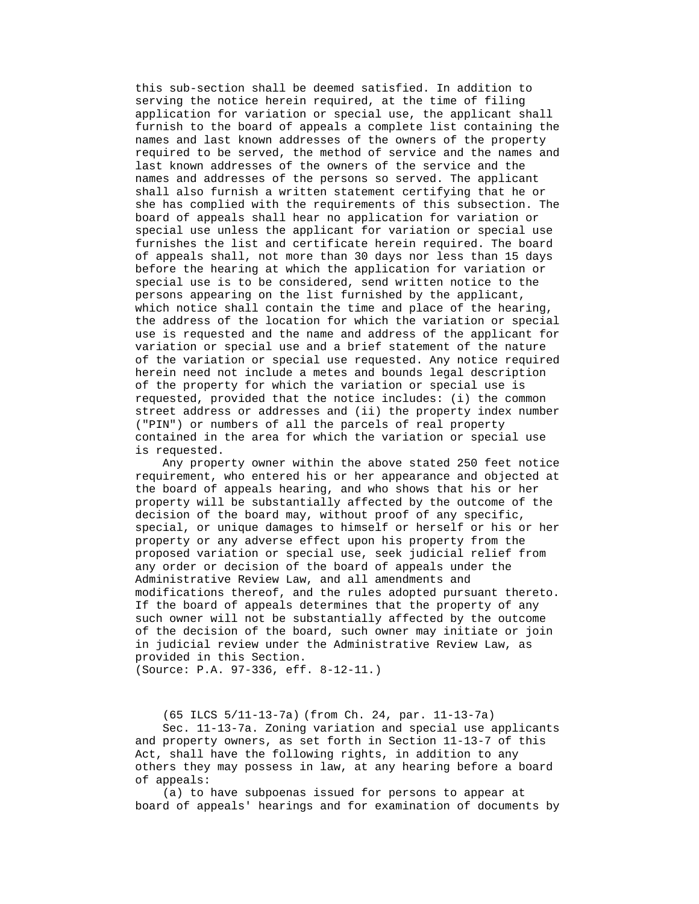this sub-section shall be deemed satisfied. In addition to serving the notice herein required, at the time of filing application for variation or special use, the applicant shall furnish to the board of appeals a complete list containing the names and last known addresses of the owners of the property required to be served, the method of service and the names and last known addresses of the owners of the service and the names and addresses of the persons so served. The applicant shall also furnish a written statement certifying that he or she has complied with the requirements of this subsection. The board of appeals shall hear no application for variation or special use unless the applicant for variation or special use furnishes the list and certificate herein required. The board of appeals shall, not more than 30 days nor less than 15 days before the hearing at which the application for variation or special use is to be considered, send written notice to the persons appearing on the list furnished by the applicant, which notice shall contain the time and place of the hearing, the address of the location for which the variation or special use is requested and the name and address of the applicant for variation or special use and a brief statement of the nature of the variation or special use requested. Any notice required herein need not include a metes and bounds legal description of the property for which the variation or special use is requested, provided that the notice includes: (i) the common street address or addresses and (ii) the property index number ("PIN") or numbers of all the parcels of real property contained in the area for which the variation or special use is requested.

Any property owner within the above stated 250 feet notice requirement, who entered his or her appearance and objected at the board of appeals hearing, and who shows that his or her property will be substantially affected by the outcome of the decision of the board may, without proof of any specific, special, or unique damages to himself or herself or his or her property or any adverse effect upon his property from the proposed variation or special use, seek judicial relief from any order or decision of the board of appeals under the Administrative Review Law, and all amendments and modifications thereof, and the rules adopted pursuant thereto. If the board of appeals determines that the property of any such owner will not be substantially affected by the outcome of the decision of the board, such owner may initiate or join in judicial review under the Administrative Review Law, as provided in this Section.
(Source: P.A. 97-336, eff. 8-12-11.)

(65 ILCS 5/11-13-7a) (from Ch. 24, par. 11-13-7a)

Sec. 11-13-7a. Zoning variation and special use applicants and property owners, as set forth in Section 11-13-7 of this Act, shall have the following rights, in addition to any others they may possess in law, at any hearing before a board of appeals:

(a) to have subpoenas issued for persons to appear at board of appeals' hearings and for examination of documents by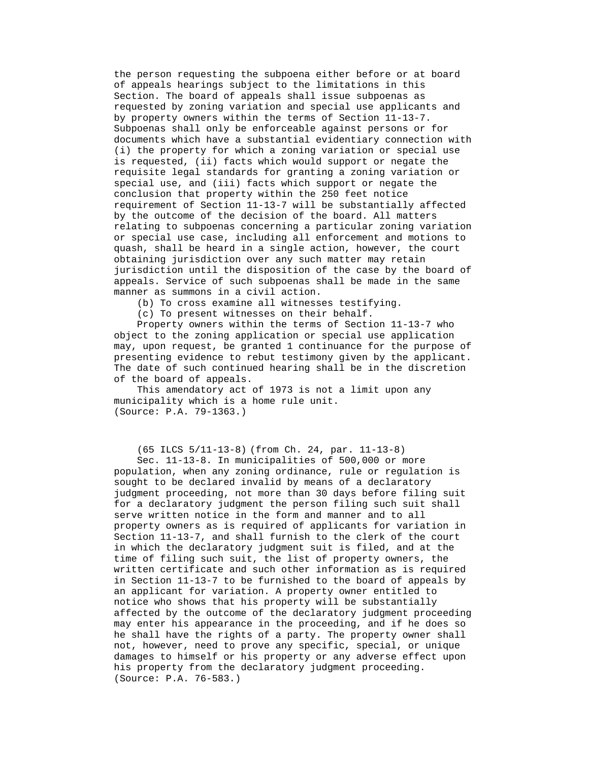the person requesting the subpoena either before or at board of appeals hearings subject to the limitations in this Section. The board of appeals shall issue subpoenas as requested by zoning variation and special use applicants and by property owners within the terms of Section 11-13-7. Subpoenas shall only be enforceable against persons or for documents which have a substantial evidentiary connection with (i) the property for which a zoning variation or special use is requested, (ii) facts which would support or negate the requisite legal standards for granting a zoning variation or special use, and (iii) facts which support or negate the conclusion that property within the 250 feet notice requirement of Section 11-13-7 will be substantially affected by the outcome of the decision of the board. All matters relating to subpoenas concerning a particular zoning variation or special use case, including all enforcement and motions to quash, shall be heard in a single action, however, the court obtaining jurisdiction over any such matter may retain jurisdiction until the disposition of the case by the board of appeals. Service of such subpoenas shall be made in the same manner as summons in a civil action.

(b) To cross examine all witnesses testifying.

(c) To present witnesses on their behalf.

Property owners within the terms of Section 11-13-7 who object to the zoning application or special use application may, upon request, be granted 1 continuance for the purpose of presenting evidence to rebut testimony given by the applicant. The date of such continued hearing shall be in the discretion of the board of appeals.

This amendatory act of 1973 is not a limit upon any municipality which is a home rule unit.

(Source: P.A. 79-1363.)

(65 ILCS 5/11-13-8) (from Ch. 24, par. 11-13-8)

Sec. 11-13-8. In municipalities of 500,000 or more population, when any zoning ordinance, rule or regulation is sought to be declared invalid by means of a declaratory judgment proceeding, not more than 30 days before filing suit for a declaratory judgment the person filing such suit shall serve written notice in the form and manner and to all property owners as is required of applicants for variation in Section 11-13-7, and shall furnish to the clerk of the court in which the declaratory judgment suit is filed, and at the time of filing such suit, the list of property owners, the written certificate and such other information as is required in Section 11-13-7 to be furnished to the board of appeals by an applicant for variation. A property owner entitled to notice who shows that his property will be substantially affected by the outcome of the declaratory judgment proceeding may enter his appearance in the proceeding, and if he does so he shall have the rights of a party. The property owner shall not, however, need to prove any specific, special, or unique damages to himself or his property or any adverse effect upon his property from the declaratory judgment proceeding.

(Source: P.A. 76-583.)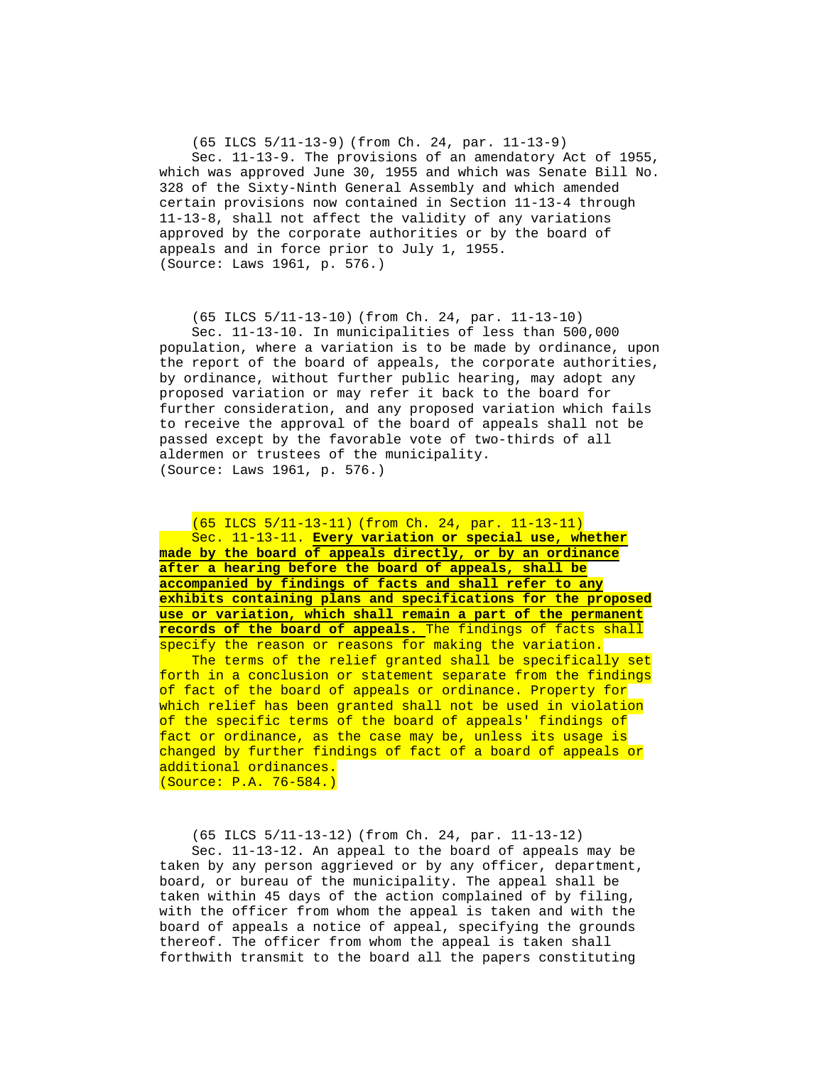(65 ILCS 5/11-13-9) (from Ch. 24, par. 11-13-9)

Sec. 11-13-9. The provisions of an amendatory Act of 1955, which was approved June 30, 1955 and which was Senate Bill No. 328 of the Sixty-Ninth General Assembly and which amended certain provisions now contained in Section 11-13-4 through 11-13-8, shall not affect the validity of any variations approved by the corporate authorities or by the board of appeals and in force prior to July 1, 1955.
(Source: Laws 1961, p. 576.)

(65 ILCS 5/11-13-10) (from Ch. 24, par. 11-13-10)

Sec. 11-13-10. In municipalities of less than 500,000 population, where a variation is to be made by ordinance, upon the report of the board of appeals, the corporate authorities, by ordinance, without further public hearing, may adopt any proposed variation or may refer it back to the board for further consideration, and any proposed variation which fails to receive the approval of the board of appeals shall not be passed except by the favorable vote of two-thirds of all aldermen or trustees of the municipality.
(Source: Laws 1961, p. 576.)

(65 ILCS 5/11-13-11) (from Ch. 24, par. 11-13-11)

Sec. 11-13-11. **Every variation or special use, whether made by the board of appeals directly, or by an ordinance after a hearing before the board of appeals, shall be accompanied by findings of facts and shall refer to any exhibits containing plans and specifications for the proposed use or variation, which shall remain a part of the permanent records of the board of appeals.** The findings of facts shall specify the reason or reasons for making the variation.

The terms of the relief granted shall be specifically set forth in a conclusion or statement separate from the findings of fact of the board of appeals or ordinance. Property for which relief has been granted shall not be used in violation of the specific terms of the board of appeals' findings of fact or ordinance, as the case may be, unless its usage is changed by further findings of fact of a board of appeals or additional ordinances.
(Source: P.A. 76-584.)

(65 ILCS 5/11-13-12) (from Ch. 24, par. 11-13-12)

Sec. 11-13-12. An appeal to the board of appeals may be taken by any person aggrieved or by any officer, department, board, or bureau of the municipality. The appeal shall be taken within 45 days of the action complained of by filing, with the officer from whom the appeal is taken and with the board of appeals a notice of appeal, specifying the grounds thereof. The officer from whom the appeal is taken shall forthwith transmit to the board all the papers constituting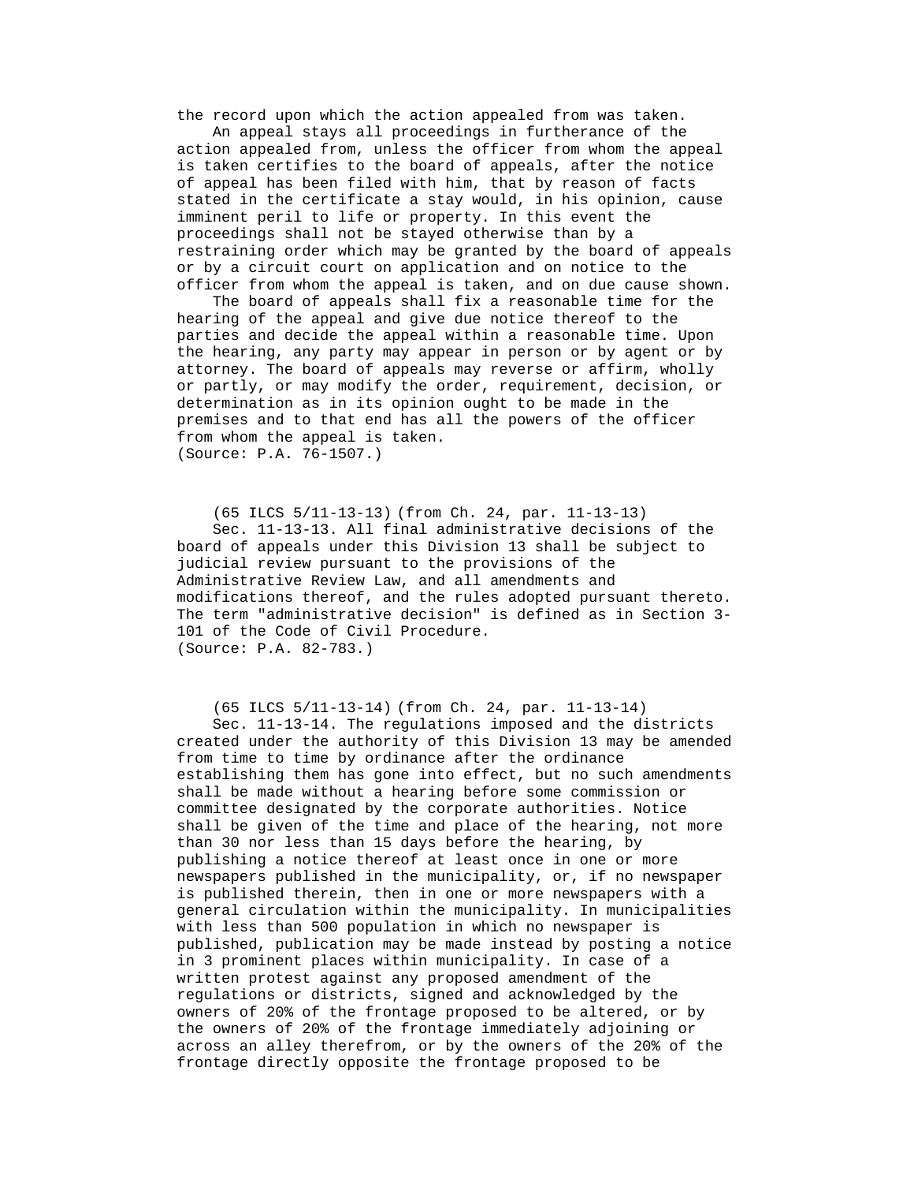the record upon which the action appealed from was taken.

An appeal stays all proceedings in furtherance of the action appealed from, unless the officer from whom the appeal is taken certifies to the board of appeals, after the notice of appeal has been filed with him, that by reason of facts stated in the certificate a stay would, in his opinion, cause imminent peril to life or property. In this event the proceedings shall not be stayed otherwise than by a restraining order which may be granted by the board of appeals or by a circuit court on application and on notice to the officer from whom the appeal is taken, and on due cause shown.

The board of appeals shall fix a reasonable time for the hearing of the appeal and give due notice thereof to the parties and decide the appeal within a reasonable time. Upon the hearing, any party may appear in person or by agent or by attorney. The board of appeals may reverse or affirm, wholly or partly, or may modify the order, requirement, decision, or determination as in its opinion ought to be made in the premises and to that end has all the powers of the officer from whom the appeal is taken.

(Source: P.A. 76-1507.)

(65 ILCS 5/11-13-13) (from Ch. 24, par. 11-13-13)

Sec. 11-13-13. All final administrative decisions of the board of appeals under this Division 13 shall be subject to judicial review pursuant to the provisions of the Administrative Review Law, and all amendments and modifications thereof, and the rules adopted pursuant thereto. The term "administrative decision" is defined as in Section 3-101 of the Code of Civil Procedure.

(Source: P.A. 82-783.)

(65 ILCS 5/11-13-14) (from Ch. 24, par. 11-13-14)

Sec. 11-13-14. The regulations imposed and the districts created under the authority of this Division 13 may be amended from time to time by ordinance after the ordinance establishing them has gone into effect, but no such amendments shall be made without a hearing before some commission or committee designated by the corporate authorities. Notice shall be given of the time and place of the hearing, not more than 30 nor less than 15 days before the hearing, by publishing a notice thereof at least once in one or more newspapers published in the municipality, or, if no newspaper is published therein, then in one or more newspapers with a general circulation within the municipality. In municipalities with less than 500 population in which no newspaper is published, publication may be made instead by posting a notice in 3 prominent places within municipality. In case of a written protest against any proposed amendment of the regulations or districts, signed and acknowledged by the owners of 20% of the frontage proposed to be altered, or by the owners of 20% of the frontage immediately adjoining or across an alley therefrom, or by the owners of the 20% of the frontage directly opposite the frontage proposed to be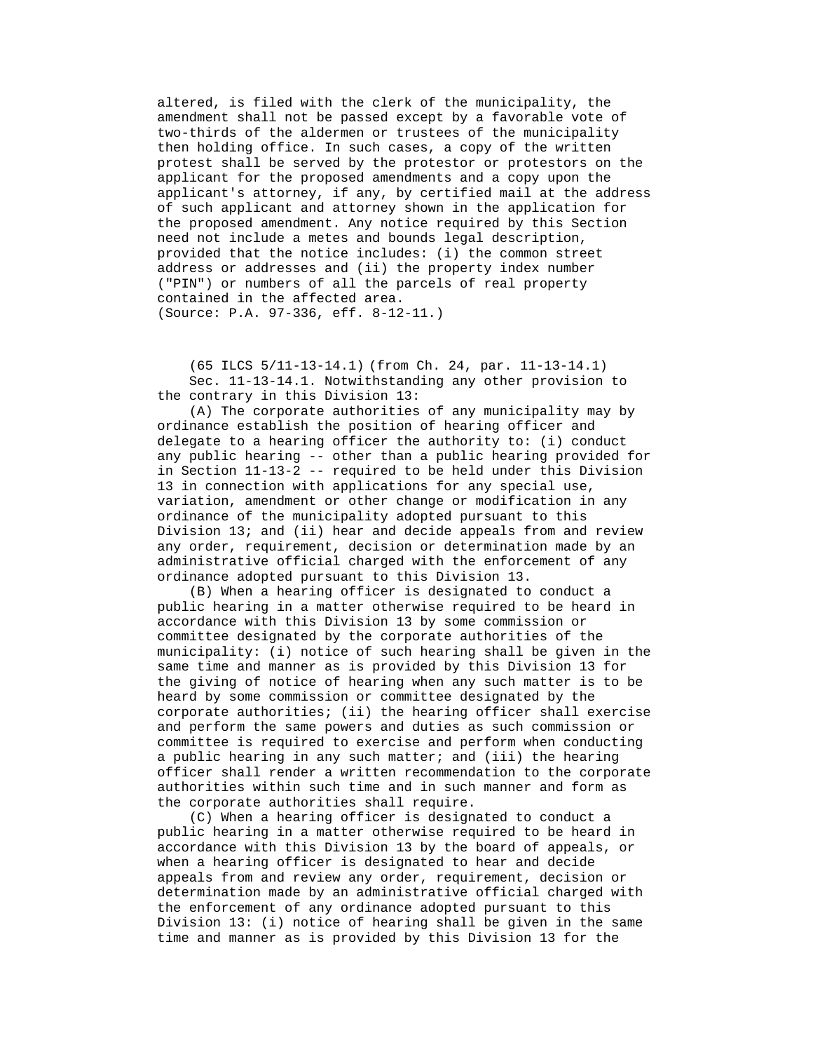altered, is filed with the clerk of the municipality, the amendment shall not be passed except by a favorable vote of two-thirds of the aldermen or trustees of the municipality then holding office. In such cases, a copy of the written protest shall be served by the protestor or protestors on the applicant for the proposed amendments and a copy upon the applicant's attorney, if any, by certified mail at the address of such applicant and attorney shown in the application for the proposed amendment. Any notice required by this Section need not include a metes and bounds legal description, provided that the notice includes: (i) the common street address or addresses and (ii) the property index number ("PIN") or numbers of all the parcels of real property contained in the affected area.
(Source: P.A. 97-336, eff. 8-12-11.)

(65 ILCS 5/11-13-14.1) (from Ch. 24, par. 11-13-14.1)

Sec. 11-13-14.1. Notwithstanding any other provision to the contrary in this Division 13:

(A) The corporate authorities of any municipality may by ordinance establish the position of hearing officer and delegate to a hearing officer the authority to: (i) conduct any public hearing -- other than a public hearing provided for in Section 11-13-2 -- required to be held under this Division 13 in connection with applications for any special use, variation, amendment or other change or modification in any ordinance of the municipality adopted pursuant to this Division 13; and (ii) hear and decide appeals from and review any order, requirement, decision or determination made by an administrative official charged with the enforcement of any ordinance adopted pursuant to this Division 13.

(B) When a hearing officer is designated to conduct a public hearing in a matter otherwise required to be heard in accordance with this Division 13 by some commission or committee designated by the corporate authorities of the municipality: (i) notice of such hearing shall be given in the same time and manner as is provided by this Division 13 for the giving of notice of hearing when any such matter is to be heard by some commission or committee designated by the corporate authorities; (ii) the hearing officer shall exercise and perform the same powers and duties as such commission or committee is required to exercise and perform when conducting a public hearing in any such matter; and (iii) the hearing officer shall render a written recommendation to the corporate authorities within such time and in such manner and form as the corporate authorities shall require.

(C) When a hearing officer is designated to conduct a public hearing in a matter otherwise required to be heard in accordance with this Division 13 by the board of appeals, or when a hearing officer is designated to hear and decide appeals from and review any order, requirement, decision or determination made by an administrative official charged with the enforcement of any ordinance adopted pursuant to this Division 13: (i) notice of hearing shall be given in the same time and manner as is provided by this Division 13 for the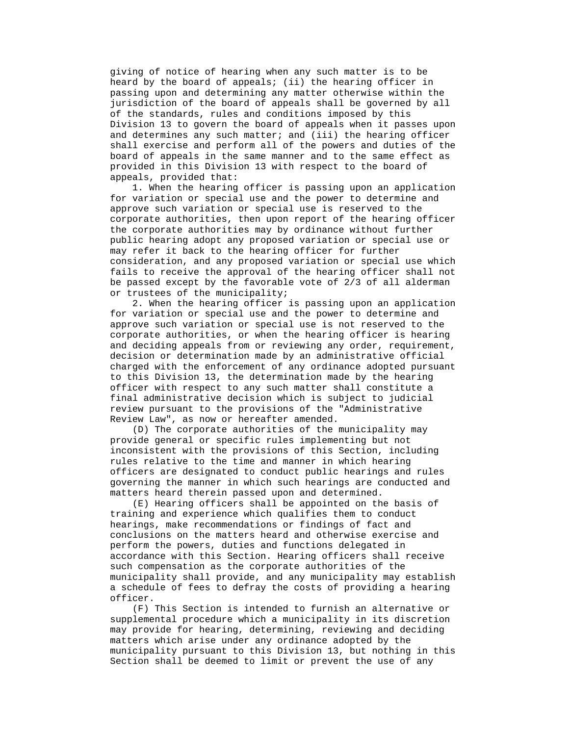giving of notice of hearing when any such matter is to be heard by the board of appeals; (ii) the hearing officer in passing upon and determining any matter otherwise within the jurisdiction of the board of appeals shall be governed by all of the standards, rules and conditions imposed by this Division 13 to govern the board of appeals when it passes upon and determines any such matter; and (iii) the hearing officer shall exercise and perform all of the powers and duties of the board of appeals in the same manner and to the same effect as provided in this Division 13 with respect to the board of appeals, provided that:

1. When the hearing officer is passing upon an application for variation or special use and the power to determine and approve such variation or special use is reserved to the corporate authorities, then upon report of the hearing officer the corporate authorities may by ordinance without further public hearing adopt any proposed variation or special use or may refer it back to the hearing officer for further consideration, and any proposed variation or special use which fails to receive the approval of the hearing officer shall not be passed except by the favorable vote of 2/3 of all alderman or trustees of the municipality;

2. When the hearing officer is passing upon an application for variation or special use and the power to determine and approve such variation or special use is not reserved to the corporate authorities, or when the hearing officer is hearing and deciding appeals from or reviewing any order, requirement, decision or determination made by an administrative official charged with the enforcement of any ordinance adopted pursuant to this Division 13, the determination made by the hearing officer with respect to any such matter shall constitute a final administrative decision which is subject to judicial review pursuant to the provisions of the "Administrative Review Law", as now or hereafter amended.

(D) The corporate authorities of the municipality may provide general or specific rules implementing but not inconsistent with the provisions of this Section, including rules relative to the time and manner in which hearing officers are designated to conduct public hearings and rules governing the manner in which such hearings are conducted and matters heard therein passed upon and determined.

(E) Hearing officers shall be appointed on the basis of training and experience which qualifies them to conduct hearings, make recommendations or findings of fact and conclusions on the matters heard and otherwise exercise and perform the powers, duties and functions delegated in accordance with this Section. Hearing officers shall receive such compensation as the corporate authorities of the municipality shall provide, and any municipality may establish a schedule of fees to defray the costs of providing a hearing officer.

(F) This Section is intended to furnish an alternative or supplemental procedure which a municipality in its discretion may provide for hearing, determining, reviewing and deciding matters which arise under any ordinance adopted by the municipality pursuant to this Division 13, but nothing in this Section shall be deemed to limit or prevent the use of any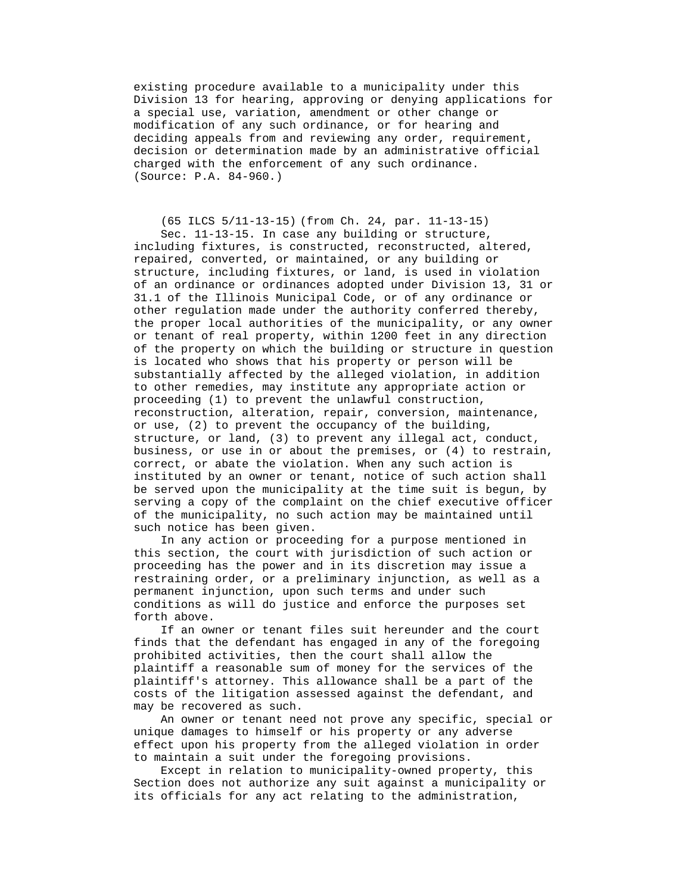existing procedure available to a municipality under this Division 13 for hearing, approving or denying applications for a special use, variation, amendment or other change or modification of any such ordinance, or for hearing and deciding appeals from and reviewing any order, requirement, decision or determination made by an administrative official charged with the enforcement of any such ordinance.
(Source: P.A. 84-960.)

(65 ILCS 5/11-13-15) (from Ch. 24, par. 11-13-15)

Sec. 11-13-15. In case any building or structure, including fixtures, is constructed, reconstructed, altered, repaired, converted, or maintained, or any building or structure, including fixtures, or land, is used in violation of an ordinance or ordinances adopted under Division 13, 31 or 31.1 of the Illinois Municipal Code, or of any ordinance or other regulation made under the authority conferred thereby, the proper local authorities of the municipality, or any owner or tenant of real property, within 1200 feet in any direction of the property on which the building or structure in question is located who shows that his property or person will be substantially affected by the alleged violation, in addition to other remedies, may institute any appropriate action or proceeding (1) to prevent the unlawful construction, reconstruction, alteration, repair, conversion, maintenance, or use, (2) to prevent the occupancy of the building, structure, or land, (3) to prevent any illegal act, conduct, business, or use in or about the premises, or (4) to restrain, correct, or abate the violation. When any such action is instituted by an owner or tenant, notice of such action shall be served upon the municipality at the time suit is begun, by serving a copy of the complaint on the chief executive officer of the municipality, no such action may be maintained until such notice has been given.

In any action or proceeding for a purpose mentioned in this section, the court with jurisdiction of such action or proceeding has the power and in its discretion may issue a restraining order, or a preliminary injunction, as well as a permanent injunction, upon such terms and under such conditions as will do justice and enforce the purposes set forth above.

If an owner or tenant files suit hereunder and the court finds that the defendant has engaged in any of the foregoing prohibited activities, then the court shall allow the plaintiff a reasonable sum of money for the services of the plaintiff's attorney. This allowance shall be a part of the costs of the litigation assessed against the defendant, and may be recovered as such.

An owner or tenant need not prove any specific, special or unique damages to himself or his property or any adverse effect upon his property from the alleged violation in order to maintain a suit under the foregoing provisions.

Except in relation to municipality-owned property, this Section does not authorize any suit against a municipality or its officials for any act relating to the administration,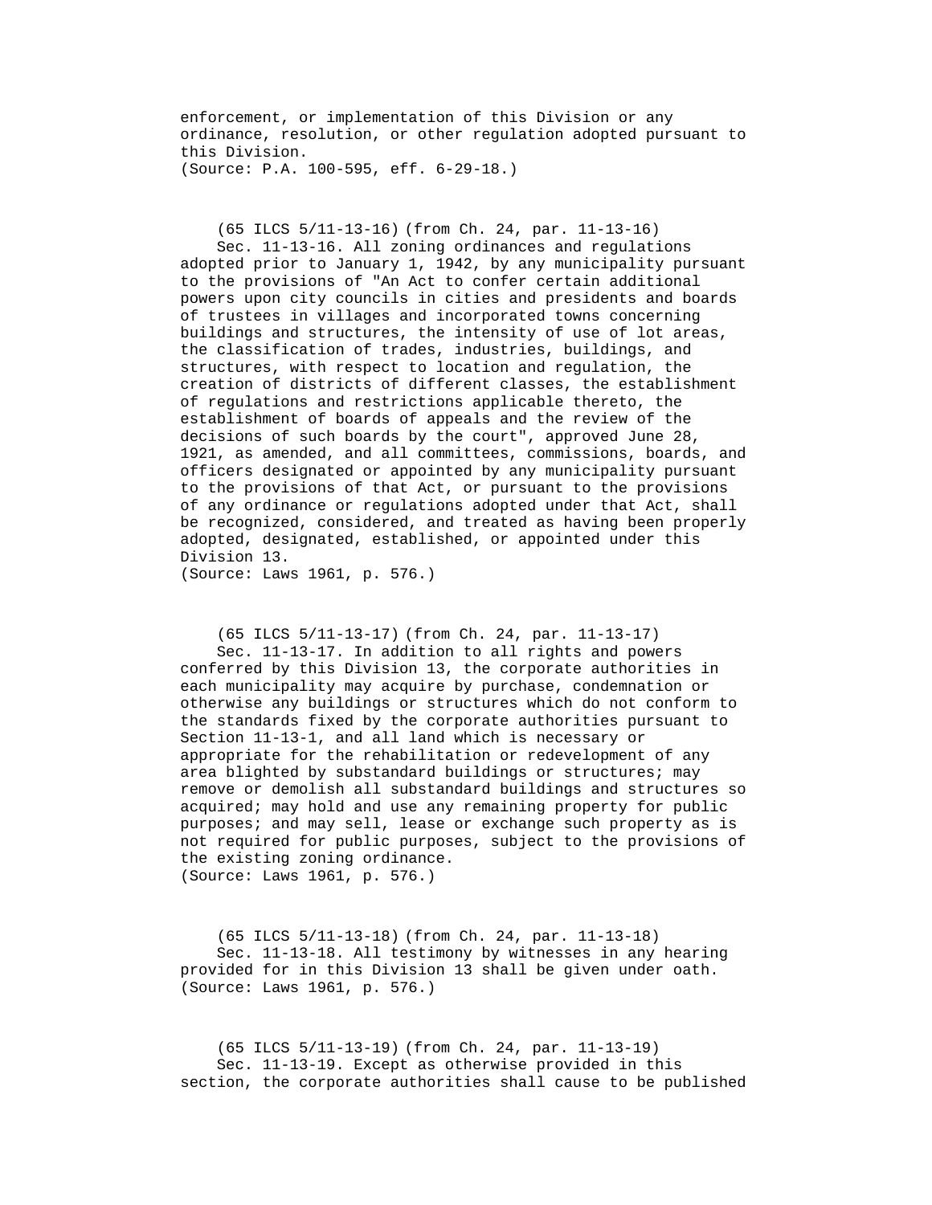enforcement, or implementation of this Division or any ordinance, resolution, or other regulation adopted pursuant to this Division.
(Source: P.A. 100-595, eff. 6-29-18.)

(65 ILCS 5/11-13-16) (from Ch. 24, par. 11-13-16)

Sec. 11-13-16. All zoning ordinances and regulations adopted prior to January 1, 1942, by any municipality pursuant to the provisions of "An Act to confer certain additional powers upon city councils in cities and presidents and boards of trustees in villages and incorporated towns concerning buildings and structures, the intensity of use of lot areas, the classification of trades, industries, buildings, and structures, with respect to location and regulation, the creation of districts of different classes, the establishment of regulations and restrictions applicable thereto, the establishment of boards of appeals and the review of the decisions of such boards by the court", approved June 28, 1921, as amended, and all committees, commissions, boards, and officers designated or appointed by any municipality pursuant to the provisions of that Act, or pursuant to the provisions of any ordinance or regulations adopted under that Act, shall be recognized, considered, and treated as having been properly adopted, designated, established, or appointed under this Division 13.
(Source: Laws 1961, p. 576.)

(65 ILCS 5/11-13-17) (from Ch. 24, par. 11-13-17)

Sec. 11-13-17. In addition to all rights and powers conferred by this Division 13, the corporate authorities in each municipality may acquire by purchase, condemnation or otherwise any buildings or structures which do not conform to the standards fixed by the corporate authorities pursuant to Section 11-13-1, and all land which is necessary or appropriate for the rehabilitation or redevelopment of any area blighted by substandard buildings or structures; may remove or demolish all substandard buildings and structures so acquired; may hold and use any remaining property for public purposes; and may sell, lease or exchange such property as is not required for public purposes, subject to the provisions of the existing zoning ordinance.
(Source: Laws 1961, p. 576.)

(65 ILCS 5/11-13-18) (from Ch. 24, par. 11-13-18)

Sec. 11-13-18. All testimony by witnesses in any hearing provided for in this Division 13 shall be given under oath.
(Source: Laws 1961, p. 576.)

(65 ILCS 5/11-13-19) (from Ch. 24, par. 11-13-19)

Sec. 11-13-19. Except as otherwise provided in this section, the corporate authorities shall cause to be published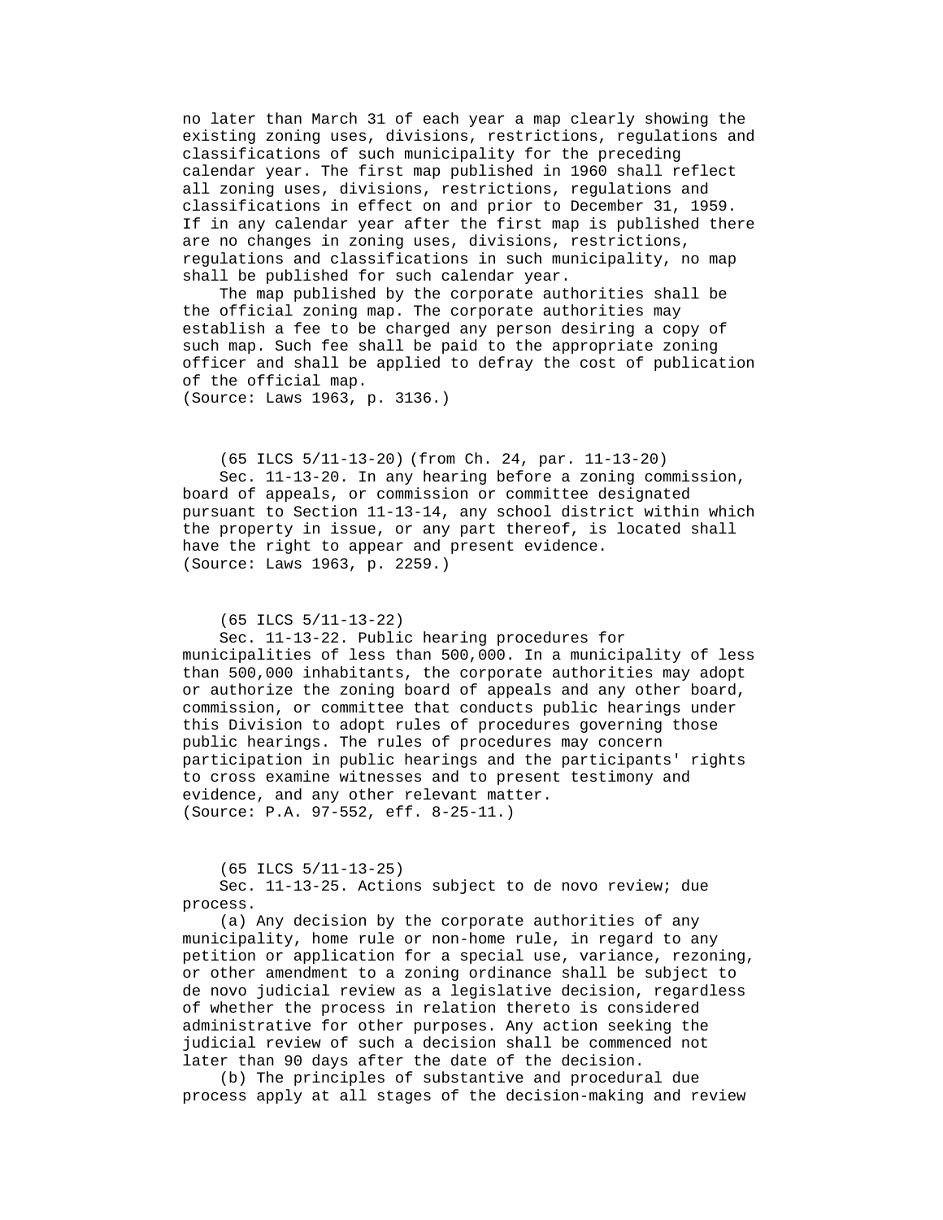no later than March 31 of each year a map clearly showing the existing zoning uses, divisions, restrictions, regulations and classifications of such municipality for the preceding calendar year. The first map published in 1960 shall reflect all zoning uses, divisions, restrictions, regulations and classifications in effect on and prior to December 31, 1959. If in any calendar year after the first map is published there are no changes in zoning uses, divisions, restrictions, regulations and classifications in such municipality, no map shall be published for such calendar year.

The map published by the corporate authorities shall be the official zoning map. The corporate authorities may establish a fee to be charged any person desiring a copy of such map. Such fee shall be paid to the appropriate zoning officer and shall be applied to defray the cost of publication of the official map.

(Source: Laws 1963, p. 3136.)

(65 ILCS 5/11-13-20) (from Ch. 24, par. 11-13-20)

Sec. 11-13-20. In any hearing before a zoning commission, board of appeals, or commission or committee designated pursuant to Section 11-13-14, any school district within which the property in issue, or any part thereof, is located shall have the right to appear and present evidence.

(Source: Laws 1963, p. 2259.)

(65 ILCS 5/11-13-22)

Sec. 11-13-22. Public hearing procedures for municipalities of less than 500,000. In a municipality of less than 500,000 inhabitants, the corporate authorities may adopt or authorize the zoning board of appeals and any other board, commission, or committee that conducts public hearings under this Division to adopt rules of procedures governing those public hearings. The rules of procedures may concern participation in public hearings and the participants' rights to cross examine witnesses and to present testimony and evidence, and any other relevant matter.

(Source: P.A. 97-552, eff. 8-25-11.)

(65 ILCS 5/11-13-25)

Sec. 11-13-25. Actions subject to de novo review; due process.

(a) Any decision by the corporate authorities of any municipality, home rule or non-home rule, in regard to any petition or application for a special use, variance, rezoning, or other amendment to a zoning ordinance shall be subject to de novo judicial review as a legislative decision, regardless of whether the process in relation thereto is considered administrative for other purposes. Any action seeking the judicial review of such a decision shall be commenced not later than 90 days after the date of the decision.

(b) The principles of substantive and procedural due process apply at all stages of the decision-making and review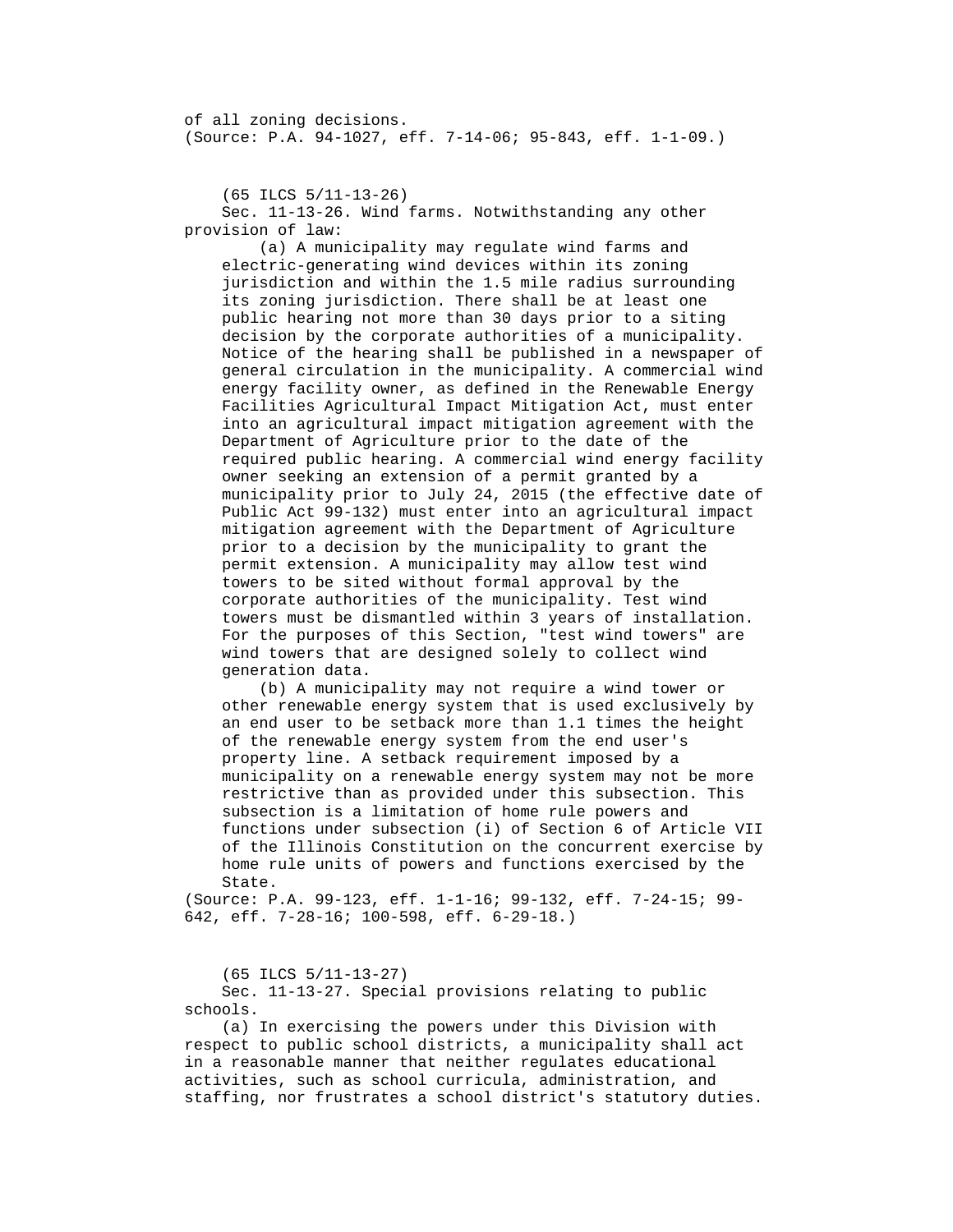of all zoning decisions.
(Source: P.A. 94-1027, eff. 7-14-06; 95-843, eff. 1-1-09.)

(65 ILCS 5/11-13-26)

Sec. 11-13-26. Wind farms. Notwithstanding any other provision of law:

(a) A municipality may regulate wind farms and electric-generating wind devices within its zoning jurisdiction and within the 1.5 mile radius surrounding its zoning jurisdiction. There shall be at least one public hearing not more than 30 days prior to a siting decision by the corporate authorities of a municipality. Notice of the hearing shall be published in a newspaper of general circulation in the municipality. A commercial wind energy facility owner, as defined in the Renewable Energy Facilities Agricultural Impact Mitigation Act, must enter into an agricultural impact mitigation agreement with the Department of Agriculture prior to the date of the required public hearing. A commercial wind energy facility owner seeking an extension of a permit granted by a municipality prior to July 24, 2015 (the effective date of Public Act 99-132) must enter into an agricultural impact mitigation agreement with the Department of Agriculture prior to a decision by the municipality to grant the permit extension. A municipality may allow test wind towers to be sited without formal approval by the corporate authorities of the municipality. Test wind towers must be dismantled within 3 years of installation. For the purposes of this Section, "test wind towers" are wind towers that are designed solely to collect wind generation data.

(b) A municipality may not require a wind tower or other renewable energy system that is used exclusively by an end user to be setback more than 1.1 times the height of the renewable energy system from the end user's property line. A setback requirement imposed by a municipality on a renewable energy system may not be more restrictive than as provided under this subsection. This subsection is a limitation of home rule powers and functions under subsection (i) of Section 6 of Article VII of the Illinois Constitution on the concurrent exercise by home rule units of powers and functions exercised by the State.

(Source: P.A. 99-123, eff. 1-1-16; 99-132, eff. 7-24-15; 99-642, eff. 7-28-16; 100-598, eff. 6-29-18.)

(65 ILCS 5/11-13-27)

Sec. 11-13-27. Special provisions relating to public schools.

(a) In exercising the powers under this Division with respect to public school districts, a municipality shall act in a reasonable manner that neither regulates educational activities, such as school curricula, administration, and staffing, nor frustrates a school district's statutory duties.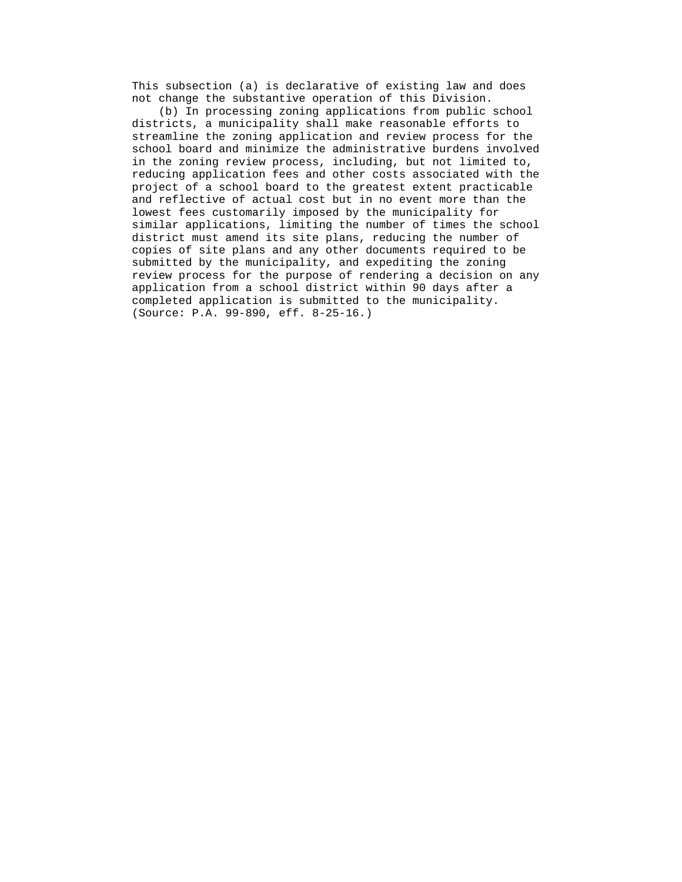This subsection (a) is declarative of existing law and does not change the substantive operation of this Division.

(b) In processing zoning applications from public school districts, a municipality shall make reasonable efforts to streamline the zoning application and review process for the school board and minimize the administrative burdens involved in the zoning review process, including, but not limited to, reducing application fees and other costs associated with the project of a school board to the greatest extent practicable and reflective of actual cost but in no event more than the lowest fees customarily imposed by the municipality for similar applications, limiting the number of times the school district must amend its site plans, reducing the number of copies of site plans and any other documents required to be submitted by the municipality, and expediting the zoning review process for the purpose of rendering a decision on any application from a school district within 90 days after a completed application is submitted to the municipality.
(Source: P.A. 99-890, eff. 8-25-16.)